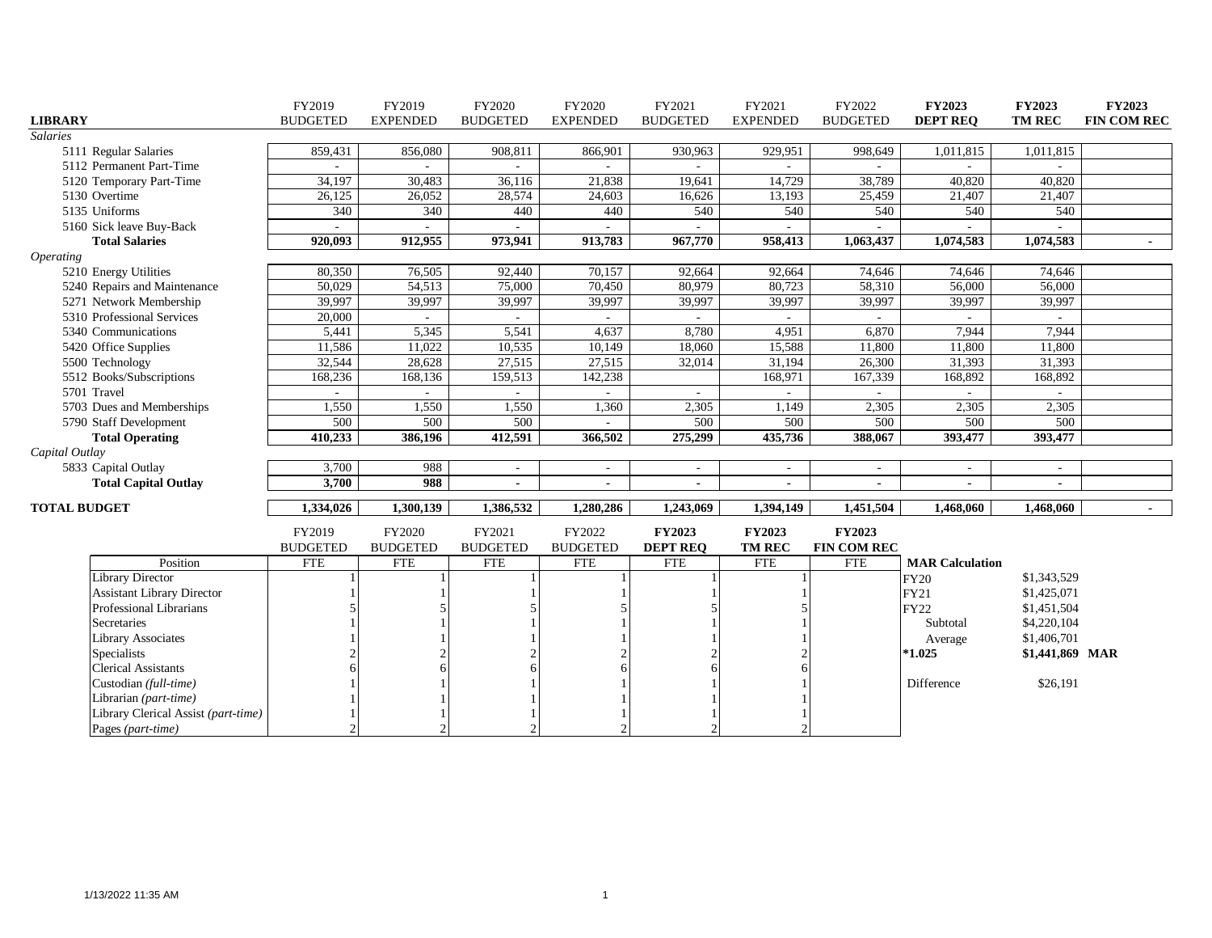| LIBRARY | FY2019 BUDGETED | FY2019 EXPENDED | FY2020 BUDGETED | FY2020 EXPENDED | FY2021 BUDGETED | FY2021 EXPENDED | FY2022 BUDGETED | **FY2023 DEPT REQ** | **FY2023 TM REC** | **FY2023 FIN COM REC** |
|---|---|---|---|---|---|---|---|---|---|---|
| *Salaries* | | | | | | | | | | |
| 5111 Regular Salaries | 859,431 | 856,080 | 908,811 | 866,901 | 930,963 | 929,951 | 998,649 | 1,011,815 | 1,011,815 | |
| 5112 Permanent Part-Time | - | - | - | - | - | - | - | - | - | |
| 5120 Temporary Part-Time | 34,197 | 30,483 | 36,116 | 21,838 | 19,641 | 14,729 | 38,789 | 40,820 | 40,820 | |
| 5130 Overtime | 26,125 | 26,052 | 28,574 | 24,603 | 16,626 | 13,193 | 25,459 | 21,407 | 21,407 | |
| 5135 Uniforms | 340 | 340 | 440 | 440 | 540 | 540 | 540 | 540 | 540 | |
| 5160 Sick leave Buy-Back | - | - | - | - | - | - | - | - | - | |
| **Total Salaries** | **920,093** | **912,955** | **973,941** | **913,783** | **967,770** | **958,413** | **1,063,437** | **1,074,583** | **1,074,583** | **-** |
| *Operating* | | | | | | | | | | |
| 5210 Energy Utilities | 80,350 | 76,505 | 92,440 | 70,157 | 92,664 | 92,664 | 74,646 | 74,646 | 74,646 | |
| 5240 Repairs and Maintenance | 50,029 | 54,513 | 75,000 | 70,450 | 80,979 | 80,723 | 58,310 | 56,000 | 56,000 | |
| 5271 Network Membership | 39,997 | 39,997 | 39,997 | 39,997 | 39,997 | 39,997 | 39,997 | 39,997 | 39,997 | |
| 5310 Professional Services | 20,000 | - | - | - | - | - | - | - | - | |
| 5340 Communications | 5,441 | 5,345 | 5,541 | 4,637 | 8,780 | 4,951 | 6,870 | 7,944 | 7,944 | |
| 5420 Office Supplies | 11,586 | 11,022 | 10,535 | 10,149 | 18,060 | 15,588 | 11,800 | 11,800 | 11,800 | |
| 5500 Technology | 32,544 | 28,628 | 27,515 | 27,515 | 32,014 | 31,194 | 26,300 | 31,393 | 31,393 | |
| 5512 Books/Subscriptions | 168,236 | 168,136 | 159,513 | 142,238 | | 168,971 | 167,339 | 168,892 | 168,892 | |
| 5701 Travel | - | - | - | - | - | - | - | - | - | |
| 5703 Dues and Memberships | 1,550 | 1,550 | 1,550 | 1,360 | 2,305 | 1,149 | 2,305 | 2,305 | 2,305 | |
| 5790 Staff Development | 500 | 500 | 500 | - | 500 | 500 | 500 | 500 | 500 | |
| **Total Operating** | **410,233** | **386,196** | **412,591** | **366,502** | **275,299** | **435,736** | **388,067** | **393,477** | **393,477** | |
| *Capital Outlay* | | | | | | | | | | |
| 5833 Capital Outlay | 3,700 | 988 | - | - | - | - | - | - | - | |
| **Total Capital Outlay** | **3,700** | **988** | **-** | **-** | **-** | **-** | **-** | **-** | **-** | |
| **TOTAL BUDGET** | **1,334,026** | **1,300,139** | **1,386,532** | **1,280,286** | **1,243,069** | **1,394,149** | **1,451,504** | **1,468,060** | **1,468,060** | **-** |

| Position | FY2019 BUDGETED FTE | FY2020 BUDGETED FTE | FY2021 BUDGETED FTE | FY2022 BUDGETED FTE | **FY2023 DEPT REQ** FTE | **FY2023 TM REC** FTE | **FY2023 FIN COM REC** FTE |
|---|---|---|---|---|---|---|---|
| Library Director | 1 | 1 | 1 | 1 | 1 | 1 | |
| Assistant Library Director | 1 | 1 | 1 | 1 | 1 | 1 | |
| Professional Librarians | 5 | 5 | 5 | 5 | 5 | 5 | |
| Secretaries | 1 | 1 | 1 | 1 | 1 | 1 | |
| Library Associates | 1 | 1 | 1 | 1 | 1 | 1 | |
| Specialists | 2 | 2 | 2 | 2 | 2 | 2 | |
| Clerical Assistants | 6 | 6 | 6 | 6 | 6 | 6 | |
| Custodian *(full-time)* | 1 | 1 | 1 | 1 | 1 | 1 | |
| Librarian *(part-time)* | 1 | 1 | 1 | 1 | 1 | 1 | |
| Library Clerical Assist *(part-time)* | 1 | 1 | 1 | 1 | 1 | 1 | |
| Pages *(part-time)* | 2 | 2 | 2 | 2 | 2 | 2 | |

| **MAR Calculation** | | |
|---|---|---|
| FY20 | $1,343,529 | |
| FY21 | $1,425,071 | |
| FY22 | $1,451,504 | |
| Subtotal | $4,220,104 | |
| Average | $1,406,701 | |
| ***1.025** | **$1,441,869** | **MAR** |
| Difference | $26,191 | |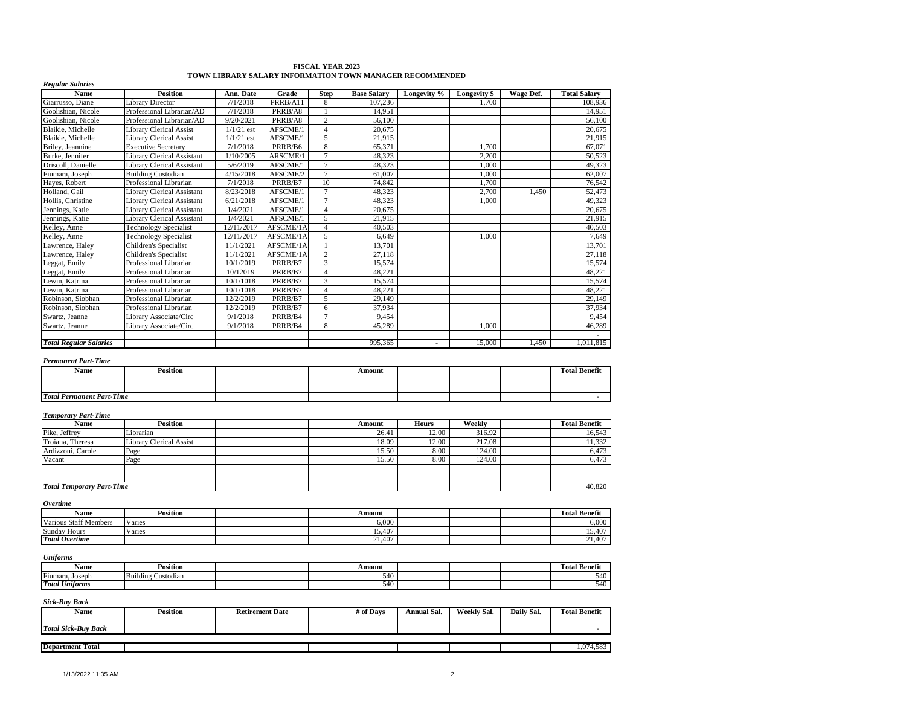# FISCAL YEAR 2023
## TOWN LIBRARY SALARY INFORMATION TOWN MANAGER RECOMMENDED

***Regular Salaries***

| Name | Position | Ann. Date | Grade | Step | Base Salary | Longevity % | Longevity $ | Wage Def. | Total Salary |
|---|---|---|---|---|---|---|---|---|---|
| Giarrusso, Diane | Library Director | 7/1/2018 | PRRB/A11 | 8 | 107,236 | | 1,700 | | 108,936 |
| Goolishian, Nicole | Professional Librarian/AD | 7/1/2018 | PRRB/A8 | 1 | 14,951 | | | | 14,951 |
| Goolishian, Nicole | Professional Librarian/AD | 9/20/2021 | PRRB/A8 | 2 | 56,100 | | | | 56,100 |
| Blaikie, Michelle | Library Clerical Assist | 1/1/21 est | AFSCME/1 | 4 | 20,675 | | | | 20,675 |
| Blaikie, Michelle | Library Clerical Assist | 1/1/21 est | AFSCME/1 | 5 | 21,915 | | | | 21,915 |
| Briley, Jeannine | Executive Secretary | 7/1/2018 | PRRB/B6 | 8 | 65,371 | | 1,700 | | 67,071 |
| Burke, Jennifer | Library Clerical Assistant | 1/10/2005 | ARSCME/1 | 7 | 48,323 | | 2,200 | | 50,523 |
| Driscoll, Danielle | Library Clerical Assistant | 5/6/2019 | AFSCME/1 | 7 | 48,323 | | 1,000 | | 49,323 |
| Fiumara, Joseph | Building Custodian | 4/15/2018 | AFSCME/2 | 7 | 61,007 | | 1,000 | | 62,007 |
| Hayes, Robert | Professional Librarian | 7/1/2018 | PRRB/B7 | 10 | 74,842 | | 1,700 | | 76,542 |
| Holland, Gail | Library Clerical Assistant | 8/23/2018 | AFSCME/1 | 7 | 48,323 | | 2,700 | 1,450 | 52,473 |
| Hollis, Christine | Library Clerical Assistant | 6/21/2018 | AFSCME/1 | 7 | 48,323 | | 1,000 | | 49,323 |
| Jennings, Katie | Library Clerical Assistant | 1/4/2021 | AFSCME/1 | 4 | 20,675 | | | | 20,675 |
| Jennings, Katie | Library Clerical Assistant | 1/4/2021 | AFSCME/1 | 5 | 21,915 | | | | 21,915 |
| Kelley, Anne | Technology Specialist | 12/11/2017 | AFSCME/1A | 4 | 40,503 | | | | 40,503 |
| Kelley, Anne | Technology Specialist | 12/11/2017 | AFSCME/1A | 5 | 6,649 | | 1,000 | | 7,649 |
| Lawrence, Haley | Children's Specialist | 11/1/2021 | AFSCME/1A | 1 | 13,701 | | | | 13,701 |
| Lawrence, Haley | Children's Specialist | 11/1/2021 | AFSCME/1A | 2 | 27,118 | | | | 27,118 |
| Leggat, Emily | Professional Librarian | 10/1/2019 | PRRB/B7 | 3 | 15,574 | | | | 15,574 |
| Leggat, Emily | Professional Librarian | 10/12019 | PRRB/B7 | 4 | 48,221 | | | | 48,221 |
| Lewin, Katrina | Professional Librarian | 10/1/1018 | PRRB/B7 | 3 | 15,574 | | | | 15,574 |
| Lewin, Katrina | Professional Librarian | 10/1/1018 | PRRB/B7 | 4 | 48,221 | | | | 48,221 |
| Robinson, Siobhan | Professional Librarian | 12/2/2019 | PRRB/B7 | 5 | 29,149 | | | | 29,149 |
| Robinson, Siobhan | Professional Librarian | 12/2/2019 | PRRB/B7 | 6 | 37,934 | | | | 37,934 |
| Swartz, Jeanne | Library Associate/Circ | 9/1/2018 | PRRB/B4 | 7 | 9,454 | | | | 9,454 |
| Swartz, Jeanne | Library Associate/Circ | 9/1/2018 | PRRB/B4 | 8 | 45,289 | | 1,000 | | 46,289 |
| | | | | | | | | | - |
| ***Total Regular Salaries*** | | | | | 995,365 | - | 15,000 | 1,450 | 1,011,815 |

***Permanent Part-Time***

| Name | Position | | | | Amount | | | | Total Benefit |
|---|---|---|---|---|---|---|---|---|---|
| | | | | | | | | | |
| | | | | | | | | | |
| ***Total Permanent Part-Time*** | | | | | | | | | - |

***Temporary Part-Time***

| Name | Position | | | | Amount | Hours | Weekly | | Total Benefit |
|---|---|---|---|---|---|---|---|---|---|
| Pike, Jeffrey | Librarian | | | | 26.41 | 12.00 | 316.92 | | 16,543 |
| Troiana, Theresa | Library Clerical Assist | | | | 18.09 | 12.00 | 217.08 | | 11,332 |
| Ardizzoni, Carole | Page | | | | 15.50 | 8.00 | 124.00 | | 6,473 |
| Vacant | Page | | | | 15.50 | 8.00 | 124.00 | | 6,473 |
| | | | | | | | | | |
| | | | | | | | | | |
| ***Total Temporary Part-Time*** | | | | | | | | | 40,820 |

***Overtime***

| Name | Position | | | | Amount | | | | Total Benefit |
|---|---|---|---|---|---|---|---|---|---|
| Various Staff Members | Varies | | | | 6,000 | | | | 6,000 |
| Sunday Hours | Varies | | | | 15,407 | | | | 15,407 |
| ***Total Overtime*** | | | | | 21,407 | | | | 21,407 |

***Uniforms***

| Name | Position | | | | Amount | | | | Total Benefit |
|---|---|---|---|---|---|---|---|---|---|
| Fiumara, Joseph | Building Custodian | | | | 540 | | | | 540 |
| ***Total Uniforms*** | | | | | 540 | | | | 540 |

***Sick-Buy Back***

| Name | Position | Retirement Date | | # of Days | Annual Sal. | Weekly Sal. | Daily Sal. | Total Benefit |
|---|---|---|---|---|---|---|---|---|
| | | | | | | | | |
| ***Total Sick-Buy Back*** | | | | | | | | - |

| **Department Total** | | | | | | | | 1,074,583 |
|---|---|---|---|---|---|---|---|---|

1/13/2022 11:35 AM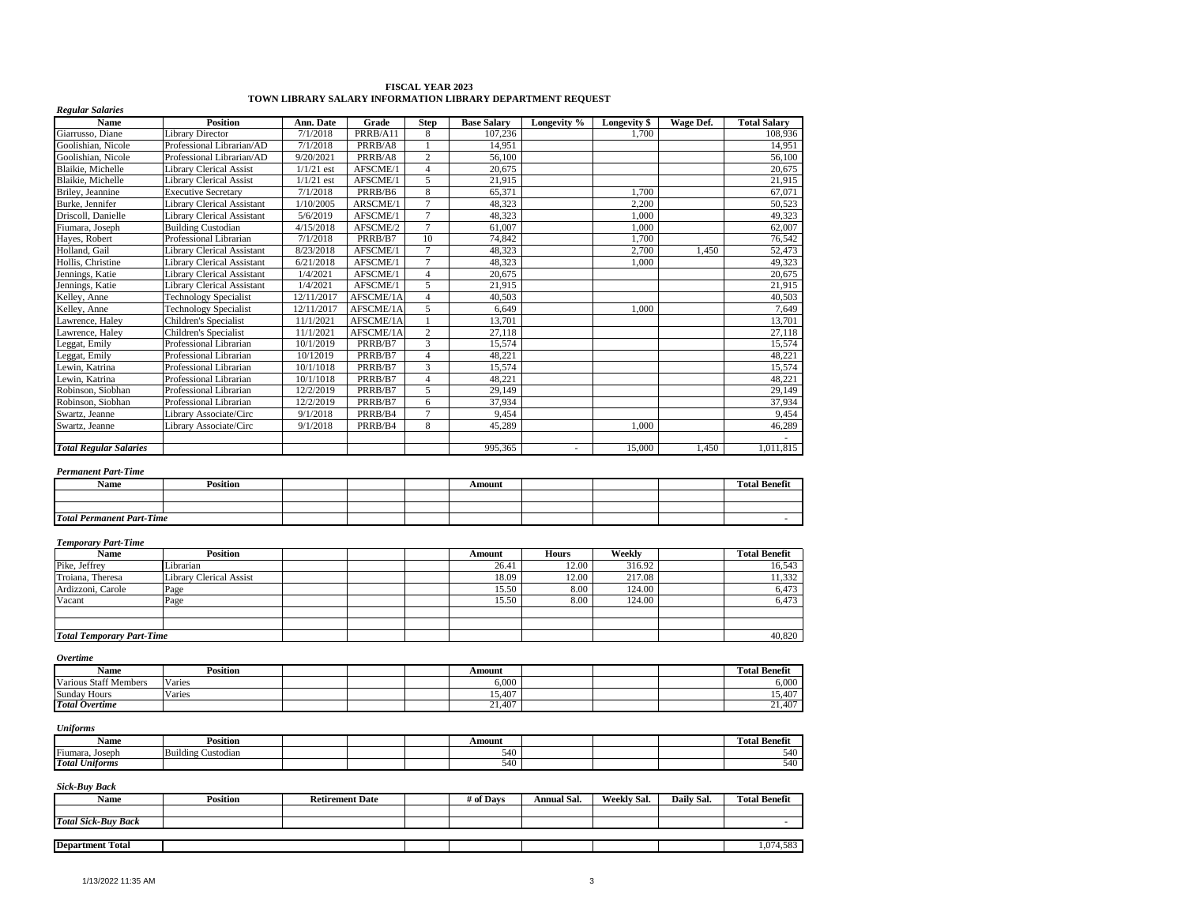**FISCAL YEAR 2023**
**TOWN LIBRARY SALARY INFORMATION LIBRARY DEPARTMENT REQUEST**

*Regular Salaries*

| Name | Position | Ann. Date | Grade | Step | Base Salary | Longevity % | Longevity $ | Wage Def. | Total Salary |
|---|---|---|---|---|---|---|---|---|---|
| Giarrusso, Diane | Library Director | 7/1/2018 | PRRB/A11 | 8 | 107,236 | | 1,700 | | 108,936 |
| Goolishian, Nicole | Professional Librarian/AD | 7/1/2018 | PRRB/A8 | 1 | 14,951 | | | | 14,951 |
| Goolishian, Nicole | Professional Librarian/AD | 9/20/2021 | PRRB/A8 | 2 | 56,100 | | | | 56,100 |
| Blaikie, Michelle | Library Clerical Assist | 1/1/21 est | AFSCME/1 | 4 | 20,675 | | | | 20,675 |
| Blaikie, Michelle | Library Clerical Assist | 1/1/21 est | AFSCME/1 | 5 | 21,915 | | | | 21,915 |
| Briley, Jeannine | Executive Secretary | 7/1/2018 | PRRB/B6 | 8 | 65,371 | | 1,700 | | 67,071 |
| Burke, Jennifer | Library Clerical Assistant | 1/10/2005 | ARSCME/1 | 7 | 48,323 | | 2,200 | | 50,523 |
| Driscoll, Danielle | Library Clerical Assistant | 5/6/2019 | AFSCME/1 | 7 | 48,323 | | 1,000 | | 49,323 |
| Fiumara, Joseph | Building Custodian | 4/15/2018 | AFSCME/2 | 7 | 61,007 | | 1,000 | | 62,007 |
| Hayes, Robert | Professional Librarian | 7/1/2018 | PRRB/B7 | 10 | 74,842 | | 1,700 | | 76,542 |
| Holland, Gail | Library Clerical Assistant | 8/23/2018 | AFSCME/1 | 7 | 48,323 | | 2,700 | 1,450 | 52,473 |
| Hollis, Christine | Library Clerical Assistant | 6/21/2018 | AFSCME/1 | 7 | 48,323 | | 1,000 | | 49,323 |
| Jennings, Katie | Library Clerical Assistant | 1/4/2021 | AFSCME/1 | 4 | 20,675 | | | | 20,675 |
| Jennings, Katie | Library Clerical Assistant | 1/4/2021 | AFSCME/1 | 5 | 21,915 | | | | 21,915 |
| Kelley, Anne | Technology Specialist | 12/11/2017 | AFSCME/1A | 4 | 40,503 | | | | 40,503 |
| Kelley, Anne | Technology Specialist | 12/11/2017 | AFSCME/1A | 5 | 6,649 | | 1,000 | | 7,649 |
| Lawrence, Haley | Children's Specialist | 11/1/2021 | AFSCME/1A | 1 | 13,701 | | | | 13,701 |
| Lawrence, Haley | Children's Specialist | 11/1/2021 | AFSCME/1A | 2 | 27,118 | | | | 27,118 |
| Leggat, Emily | Professional Librarian | 10/1/2019 | PRRB/B7 | 3 | 15,574 | | | | 15,574 |
| Leggat, Emily | Professional Librarian | 10/12019 | PRRB/B7 | 4 | 48,221 | | | | 48,221 |
| Lewin, Katrina | Professional Librarian | 10/1/1018 | PRRB/B7 | 3 | 15,574 | | | | 15,574 |
| Lewin, Katrina | Professional Librarian | 10/1/1018 | PRRB/B7 | 4 | 48,221 | | | | 48,221 |
| Robinson, Siobhan | Professional Librarian | 12/2/2019 | PRRB/B7 | 5 | 29,149 | | | | 29,149 |
| Robinson, Siobhan | Professional Librarian | 12/2/2019 | PRRB/B7 | 6 | 37,934 | | | | 37,934 |
| Swartz, Jeanne | Library Associate/Circ | 9/1/2018 | PRRB/B4 | 7 | 9,454 | | | | 9,454 |
| Swartz, Jeanne | Library Associate/Circ | 9/1/2018 | PRRB/B4 | 8 | 45,289 | | 1,000 | | 46,289 |
| | | | | | | | | | - |
| *Total Regular Salaries* | | | | | 995,365 | - | 15,000 | 1,450 | 1,011,815 |

*Permanent Part-Time*

| Name | Position | | | | Amount | | | | Total Benefit |
|---|---|---|---|---|---|---|---|---|---|
| | | | | | | | | | |
| | | | | | | | | | |
| *Total Permanent Part-Time* | | | | | | | | | - |

*Temporary Part-Time*

| Name | Position | | | | Amount | Hours | Weekly | | Total Benefit |
|---|---|---|---|---|---|---|---|---|---|
| Pike, Jeffrey | Librarian | | | | 26.41 | 12.00 | 316.92 | | 16,543 |
| Troiana, Theresa | Library Clerical Assist | | | | 18.09 | 12.00 | 217.08 | | 11,332 |
| Ardizzoni, Carole | Page | | | | 15.50 | 8.00 | 124.00 | | 6,473 |
| Vacant | Page | | | | 15.50 | 8.00 | 124.00 | | 6,473 |
| | | | | | | | | | |
| | | | | | | | | | |
| *Total Temporary Part-Time* | | | | | | | | | 40,820 |

*Overtime*

| Name | Position | | | | Amount | | | | Total Benefit |
|---|---|---|---|---|---|---|---|---|---|
| Various Staff Members | Varies | | | | 6,000 | | | | 6,000 |
| Sunday Hours | Varies | | | | 15,407 | | | | 15,407 |
| *Total Overtime* | | | | | 21,407 | | | | 21,407 |

*Uniforms*

| Name | Position | | | | Amount | | | | Total Benefit |
|---|---|---|---|---|---|---|---|---|---|
| Fiumara, Joseph | Building Custodian | | | | 540 | | | | 540 |
| *Total Uniforms* | | | | | 540 | | | | 540 |

*Sick-Buy Back*

| Name | Position | Retirement Date | | # of Days | Annual Sal. | Weekly Sal. | Daily Sal. | Total Benefit |
|---|---|---|---|---|---|---|---|---|
| | | | | | | | | |
| *Total Sick-Buy Back* | | | | | | | | - |

| **Department Total** | | | | | | | | 1,074,583 |
|---|---|---|---|---|---|---|---|---|

1/13/2022 11:35 AM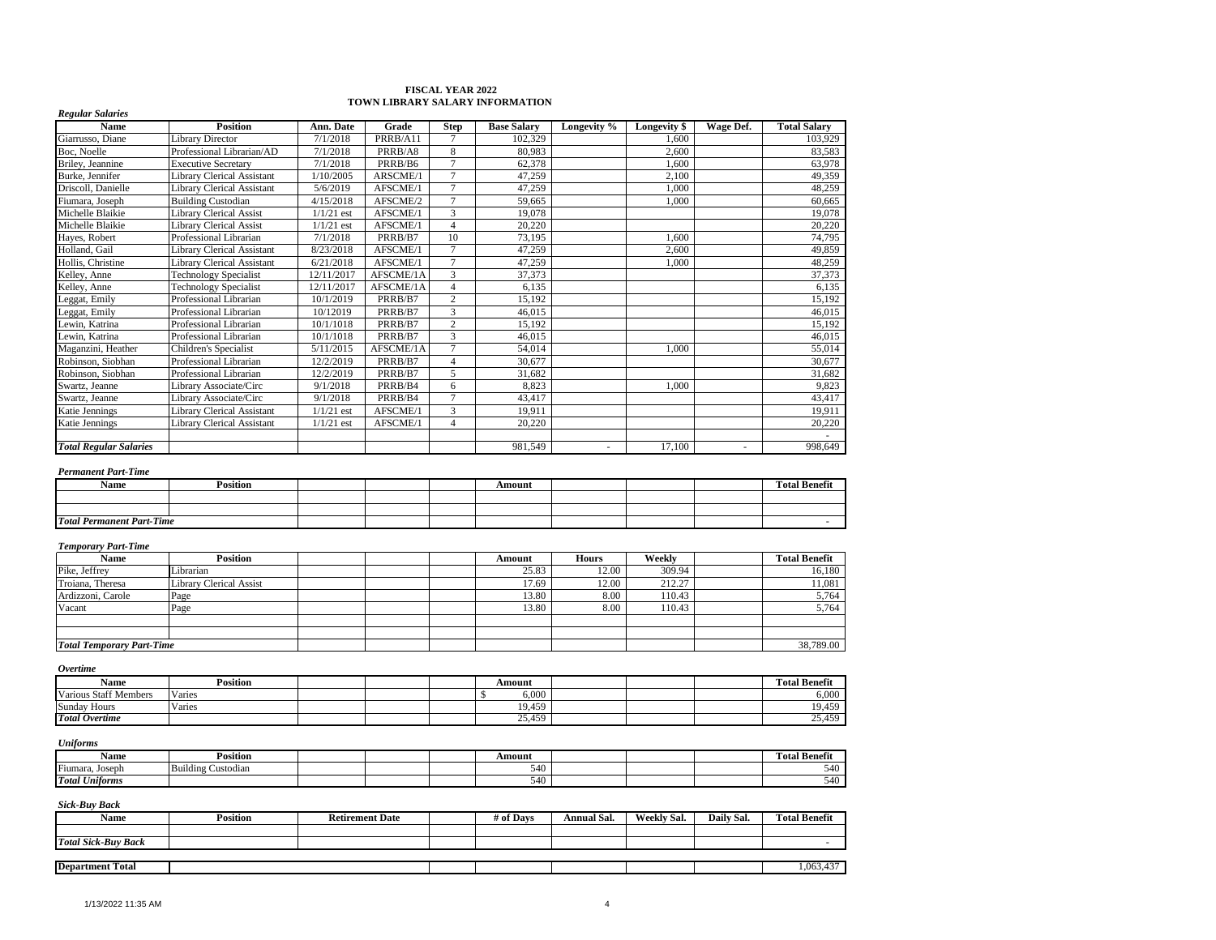# FISCAL YEAR 2022
## TOWN LIBRARY SALARY INFORMATION

*Regular Salaries*

| Name | Position | Ann. Date | Grade | Step | Base Salary | Longevity % | Longevity $ | Wage Def. | Total Salary |
|---|---|---|---|---|---|---|---|---|---|
| Giarrusso, Diane | Library Director | 7/1/2018 | PRRB/A11 | 7 | 102,329 | | 1,600 | | 103,929 |
| Boc, Noelle | Professional Librarian/AD | 7/1/2018 | PRRB/A8 | 8 | 80,983 | | 2,600 | | 83,583 |
| Briley, Jeannine | Executive Secretary | 7/1/2018 | PRRB/B6 | 7 | 62,378 | | 1,600 | | 63,978 |
| Burke, Jennifer | Library Clerical Assistant | 1/10/2005 | ARSCME/1 | 7 | 47,259 | | 2,100 | | 49,359 |
| Driscoll, Danielle | Library Clerical Assistant | 5/6/2019 | AFSCME/1 | 7 | 47,259 | | 1,000 | | 48,259 |
| Fiumara, Joseph | Building Custodian | 4/15/2018 | AFSCME/2 | 7 | 59,665 | | 1,000 | | 60,665 |
| Michelle Blaikie | Library Clerical Assist | 1/1/21 est | AFSCME/1 | 3 | 19,078 | | | | 19,078 |
| Michelle Blaikie | Library Clerical Assist | 1/1/21 est | AFSCME/1 | 4 | 20,220 | | | | 20,220 |
| Hayes, Robert | Professional Librarian | 7/1/2018 | PRRB/B7 | 10 | 73,195 | | 1,600 | | 74,795 |
| Holland, Gail | Library Clerical Assistant | 8/23/2018 | AFSCME/1 | 7 | 47,259 | | 2,600 | | 49,859 |
| Hollis, Christine | Library Clerical Assistant | 6/21/2018 | AFSCME/1 | 7 | 47,259 | | 1,000 | | 48,259 |
| Kelley, Anne | Technology Specialist | 12/11/2017 | AFSCME/1A | 3 | 37,373 | | | | 37,373 |
| Kelley, Anne | Technology Specialist | 12/11/2017 | AFSCME/1A | 4 | 6,135 | | | | 6,135 |
| Leggat, Emily | Professional Librarian | 10/1/2019 | PRRB/B7 | 2 | 15,192 | | | | 15,192 |
| Leggat, Emily | Professional Librarian | 10/12019 | PRRB/B7 | 3 | 46,015 | | | | 46,015 |
| Lewin, Katrina | Professional Librarian | 10/1/1018 | PRRB/B7 | 2 | 15,192 | | | | 15,192 |
| Lewin, Katrina | Professional Librarian | 10/1/1018 | PRRB/B7 | 3 | 46,015 | | | | 46,015 |
| Maganzini, Heather | Children's Specialist | 5/11/2015 | AFSCME/1A | 7 | 54,014 | | 1,000 | | 55,014 |
| Robinson, Siobhan | Professional Librarian | 12/2/2019 | PRRB/B7 | 4 | 30,677 | | | | 30,677 |
| Robinson, Siobhan | Professional Librarian | 12/2/2019 | PRRB/B7 | 5 | 31,682 | | | | 31,682 |
| Swartz, Jeanne | Library Associate/Circ | 9/1/2018 | PRRB/B4 | 6 | 8,823 | | 1,000 | | 9,823 |
| Swartz, Jeanne | Library Associate/Circ | 9/1/2018 | PRRB/B4 | 7 | 43,417 | | | | 43,417 |
| Katie Jennings | Library Clerical Assistant | 1/1/21 est | AFSCME/1 | 3 | 19,911 | | | | 19,911 |
| Katie Jennings | Library Clerical Assistant | 1/1/21 est | AFSCME/1 | 4 | 20,220 | | | | 20,220 |
| | | | | | | | | | - |
| ***Total Regular Salaries*** | | | | | 981,549 | - | 17,100 | - | 998,649 |

*Permanent Part-Time*

| Name | Position | | | | Amount | | | | Total Benefit |
|---|---|---|---|---|---|---|---|---|---|
| | | | | | | | | | |
| | | | | | | | | | |
| ***Total Permanent Part-Time*** | | | | | | | | | - |

*Temporary Part-Time*

| Name | Position | | | | Amount | Hours | Weekly | | Total Benefit |
|---|---|---|---|---|---|---|---|---|---|
| Pike, Jeffrey | Librarian | | | | 25.83 | 12.00 | 309.94 | | 16,180 |
| Troiana, Theresa | Library Clerical Assist | | | | 17.69 | 12.00 | 212.27 | | 11,081 |
| Ardizzoni, Carole | Page | | | | 13.80 | 8.00 | 110.43 | | 5,764 |
| Vacant | Page | | | | 13.80 | 8.00 | 110.43 | | 5,764 |
| | | | | | | | | | |
| | | | | | | | | | |
| ***Total Temporary Part-Time*** | | | | | | | | | 38,789.00 |

*Overtime*

| Name | Position | | | | Amount | | | | Total Benefit |
|---|---|---|---|---|---|---|---|---|---|
| Various Staff Members | Varies | | | | $ 6,000 | | | | 6,000 |
| Sunday Hours | Varies | | | | 19,459 | | | | 19,459 |
| ***Total Overtime*** | | | | | 25,459 | | | | 25,459 |

*Uniforms*

| Name | Position | | | | Amount | | | | Total Benefit |
|---|---|---|---|---|---|---|---|---|---|
| Fiumara, Joseph | Building Custodian | | | | 540 | | | | 540 |
| ***Total Uniforms*** | | | | | 540 | | | | 540 |

*Sick-Buy Back*

| Name | Position | Retirement Date | | # of Days | Annual Sal. | Weekly Sal. | Daily Sal. | Total Benefit |
|---|---|---|---|---|---|---|---|---|
| | | | | | | | | |
| ***Total Sick-Buy Back*** | | | | | | | | - |

| **Department Total** | | | | | | | | 1,063,437 |
|---|---|---|---|---|---|---|---|---|

1/13/2022 11:35 AM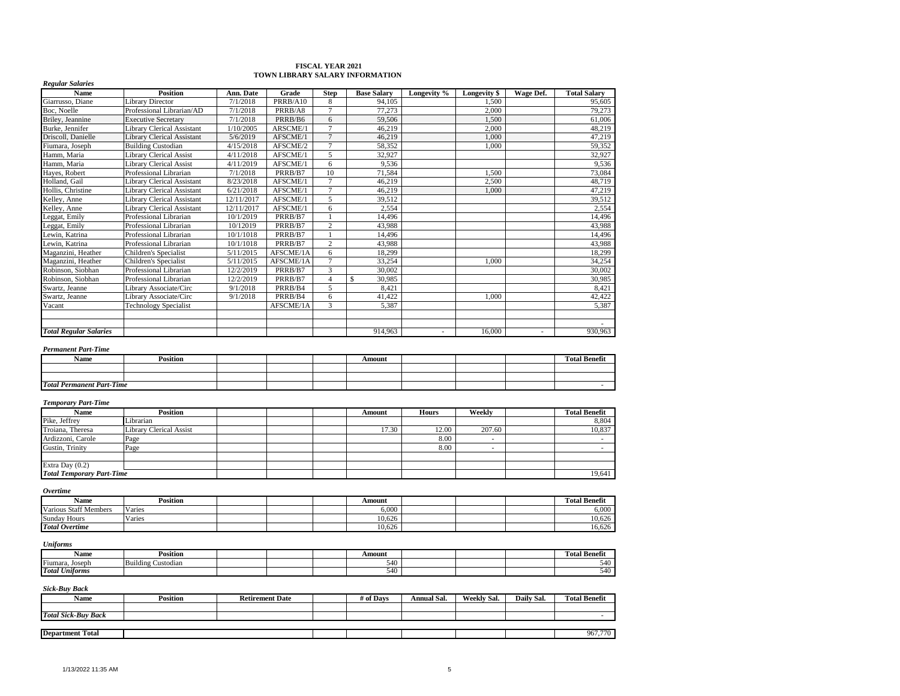**FISCAL YEAR 2021**
**TOWN LIBRARY SALARY INFORMATION**

***Regular Salaries***

| Name | Position | Ann. Date | Grade | Step | Base Salary | Longevity % | Longevity $ | Wage Def. | Total Salary |
|---|---|---|---|---|---|---|---|---|---|
| Giarrusso, Diane | Library Director | 7/1/2018 | PRRB/A10 | 8 | 94,105 | | 1,500 | | 95,605 |
| Boc, Noelle | Professional Librarian/AD | 7/1/2018 | PRRB/A8 | 7 | 77,273 | | 2,000 | | 79,273 |
| Briley, Jeannine | Executive Secretary | 7/1/2018 | PRRB/B6 | 6 | 59,506 | | 1,500 | | 61,006 |
| Burke, Jennifer | Library Clerical Assistant | 1/10/2005 | ARSCME/1 | 7 | 46,219 | | 2,000 | | 48,219 |
| Driscoll, Danielle | Library Clerical Assistant | 5/6/2019 | AFSCME/1 | 7 | 46,219 | | 1,000 | | 47,219 |
| Fiumara, Joseph | Building Custodian | 4/15/2018 | AFSCME/2 | 7 | 58,352 | | 1,000 | | 59,352 |
| Hamm, Maria | Library Clerical Assist | 4/11/2018 | AFSCME/1 | 5 | 32,927 | | | | 32,927 |
| Hamm, Maria | Library Clerical Assist | 4/11/2019 | AFSCME/1 | 6 | 9,536 | | | | 9,536 |
| Hayes, Robert | Professional Librarian | 7/1/2018 | PRRB/B7 | 10 | 71,584 | | 1,500 | | 73,084 |
| Holland, Gail | Library Clerical Assistant | 8/23/2018 | AFSCME/1 | 7 | 46,219 | | 2,500 | | 48,719 |
| Hollis, Christine | Library Clerical Assistant | 6/21/2018 | AFSCME/1 | 7 | 46,219 | | 1,000 | | 47,219 |
| Kelley, Anne | Library Clerical Assistant | 12/11/2017 | AFSCME/1 | 5 | 39,512 | | | | 39,512 |
| Kelley, Anne | Library Clerical Assistant | 12/11/2017 | AFSCME/1 | 6 | 2,554 | | | | 2,554 |
| Leggat, Emily | Professional Librarian | 10/1/2019 | PRRB/B7 | 1 | 14,496 | | | | 14,496 |
| Leggat, Emily | Professional Librarian | 10/12019 | PRRB/B7 | 2 | 43,988 | | | | 43,988 |
| Lewin, Katrina | Professional Librarian | 10/1/1018 | PRRB/B7 | 1 | 14,496 | | | | 14,496 |
| Lewin, Katrina | Professional Librarian | 10/1/1018 | PRRB/B7 | 2 | 43,988 | | | | 43,988 |
| Maganzini, Heather | Children's Specialist | 5/11/2015 | AFSCME/1A | 6 | 18,299 | | | | 18,299 |
| Maganzini, Heather | Children's Specialist | 5/11/2015 | AFSCME/1A | 7 | 33,254 | | 1,000 | | 34,254 |
| Robinson, Siobhan | Professional Librarian | 12/2/2019 | PRRB/B7 | 3 | 30,002 | | | | 30,002 |
| Robinson, Siobhan | Professional Librarian | 12/2/2019 | PRRB/B7 | 4 | $ 30,985 | | | | 30,985 |
| Swartz, Jeanne | Library Associate/Circ | 9/1/2018 | PRRB/B4 | 5 | 8,421 | | | | 8,421 |
| Swartz, Jeanne | Library Associate/Circ | 9/1/2018 | PRRB/B4 | 6 | 41,422 | | 1,000 | | 42,422 |
| Vacant | Technology Specialist | | AFSCME/1A | 3 | 5,387 | | | | 5,387 |
| | | | | | | | | | |
| | | | | | | | | | - |
| ***Total Regular Salaries*** | | | | | 914,963 | - | 16,000 | - | 930,963 |

***Permanent Part-Time***

| Name | Position | | | | Amount | | | | Total Benefit |
|---|---|---|---|---|---|---|---|---|---|
| | | | | | | | | | |
| | | | | | | | | | |
| ***Total Permanent Part-Time*** | | | | | | | | | - |

***Temporary Part-Time***

| Name | Position | | | | Amount | Hours | Weekly | | Total Benefit |
|---|---|---|---|---|---|---|---|---|---|
| Pike, Jeffrey | Librarian | | | | | | | | 8,804 |
| Troiana, Theresa | Library Clerical Assist | | | | 17.30 | 12.00 | 207.60 | | 10,837 |
| Ardizzoni, Carole | Page | | | | | 8.00 | - | | - |
| Gustin, Trinity | Page | | | | | 8.00 | - | | - |
| | | | | | | | | | |
| Extra Day (0.2) | | | | | | | | | |
| ***Total Temporary Part-Time*** | | | | | | | | | 19,641 |

***Overtime***

| Name | Position | | | | Amount | | | | Total Benefit |
|---|---|---|---|---|---|---|---|---|---|
| Various Staff Members | Varies | | | | 6,000 | | | | 6,000 |
| Sunday Hours | Varies | | | | 10,626 | | | | 10,626 |
| ***Total Overtime*** | | | | | 10,626 | | | | 16,626 |

***Uniforms***

| Name | Position | | | | Amount | | | | Total Benefit |
|---|---|---|---|---|---|---|---|---|---|
| Fiumara, Joseph | Building Custodian | | | | 540 | | | | 540 |
| ***Total Uniforms*** | | | | | 540 | | | | 540 |

***Sick-Buy Back***

| Name | Position | Retirement Date | | # of Days | Annual Sal. | Weekly Sal. | Daily Sal. | Total Benefit |
|---|---|---|---|---|---|---|---|---|
| | | | | | | | | |
| ***Total Sick-Buy Back*** | | | | | | | | - |

| **Department Total** | | | | | | | | | 967,770 |
|---|---|---|---|---|---|---|---|---|---|

1/13/2022 11:35 AM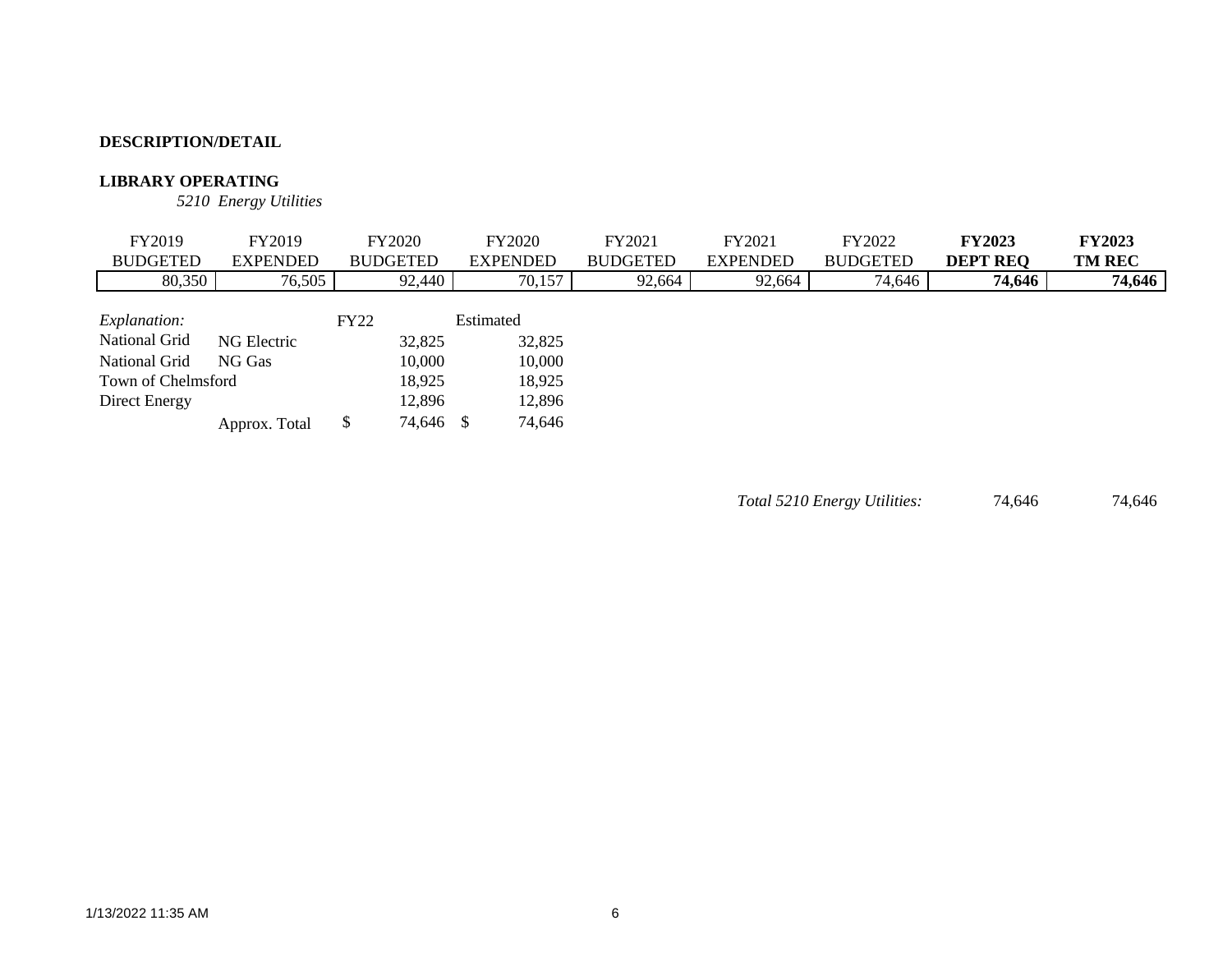**DESCRIPTION/DETAIL**

**LIBRARY OPERATING**

*5210 Energy Utilities*

| FY2019 BUDGETED | FY2019 EXPENDED | FY2020 BUDGETED | FY2020 EXPENDED | FY2021 BUDGETED | FY2021 EXPENDED | FY2022 BUDGETED | **FY2023 DEPT REQ** | **FY2023 TM REC** |
|---|---|---|---|---|---|---|---|---|
| 80,350 | 76,505 | 92,440 | 70,157 | 92,664 | 92,664 | 74,646 | **74,646** | **74,646** |

| *Explanation:* | | FY22 | Estimated |
|---|---|---|---|
| National Grid | NG Electric | 32,825 | 32,825 |
| National Grid | NG Gas | 10,000 | 10,000 |
| Town of Chelmsford | | 18,925 | 18,925 |
| Direct Energy | | 12,896 | 12,896 |
| | Approx. Total | $ 74,646 | $ 74,646 |

*Total 5210 Energy Utilities:* 74,646 74,646

1/13/2022 11:35 AM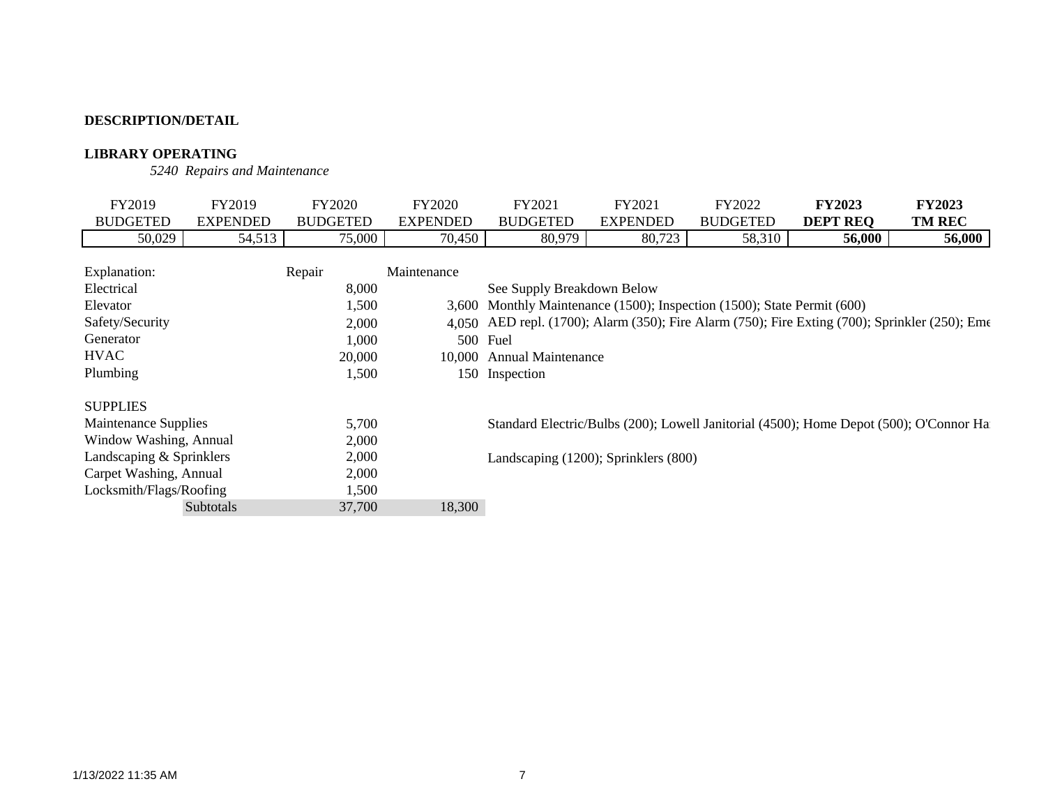**DESCRIPTION/DETAIL**

**LIBRARY OPERATING**

*5240 Repairs and Maintenance*

| FY2019 BUDGETED | FY2019 EXPENDED | FY2020 BUDGETED | FY2020 EXPENDED | FY2021 BUDGETED | FY2021 EXPENDED | FY2022 BUDGETED | **FY2023 DEPT REQ** | **FY2023 TM REC** |
|---|---|---|---|---|---|---|---|---|
| 50,029 | 54,513 | 75,000 | 70,450 | 80,979 | 80,723 | 58,310 | **56,000** | **56,000** |

| Explanation: | | Repair | Maintenance | |
|---|---|---|---|---|
| Electrical | | 8,000 | | See Supply Breakdown Below |
| Elevator | | 1,500 | 3,600 | Monthly Maintenance (1500); Inspection (1500); State Permit (600) |
| Safety/Security | | 2,000 | 4,050 | AED repl. (1700); Alarm (350); Fire Alarm (750); Fire Exting (700); Sprinkler (250); Eme |
| Generator | | 1,000 | 500 | Fuel |
| HVAC | | 20,000 | 10,000 | Annual Maintenance |
| Plumbing | | 1,500 | 150 | Inspection |
| | | | | |
| SUPPLIES | | | | |
| Maintenance Supplies | | 5,700 | | Standard Electric/Bulbs (200); Lowell Janitorial (4500); Home Depot (500); O'Connor Ha |
| Window Washing, Annual | | 2,000 | | |
| Landscaping & Sprinklers | | 2,000 | | Landscaping (1200); Sprinklers (800) |
| Carpet Washing, Annual | | 2,000 | | |
| Locksmith/Flags/Roofing | | 1,500 | | |
| | Subtotals | 37,700 | 18,300 | |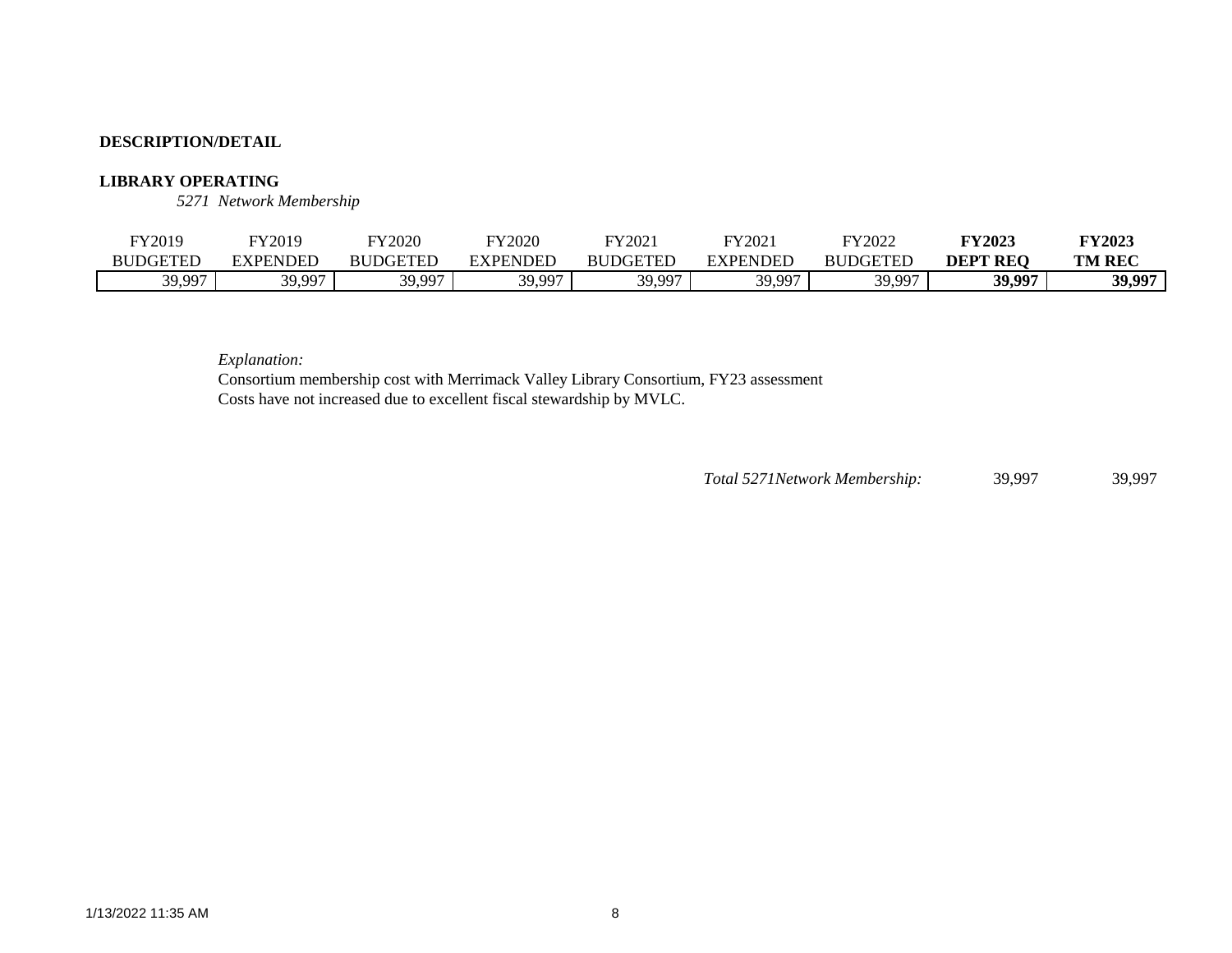**DESCRIPTION/DETAIL**

**LIBRARY OPERATING**

*5271 Network Membership*

| FY2019 BUDGETED | FY2019 EXPENDED | FY2020 BUDGETED | FY2020 EXPENDED | FY2021 BUDGETED | FY2021 EXPENDED | FY2022 BUDGETED | **FY2023 DEPT REQ** | **FY2023 TM REC** |
|---|---|---|---|---|---|---|---|---|
| 39,997 | 39,997 | 39,997 | 39,997 | 39,997 | 39,997 | 39,997 | **39,997** | **39,997** |

*Explanation:*
Consortium membership cost with Merrimack Valley Library Consortium, FY23 assessment
Costs have not increased due to excellent fiscal stewardship by MVLC.

*Total 5271Network Membership:* 39,997 39,997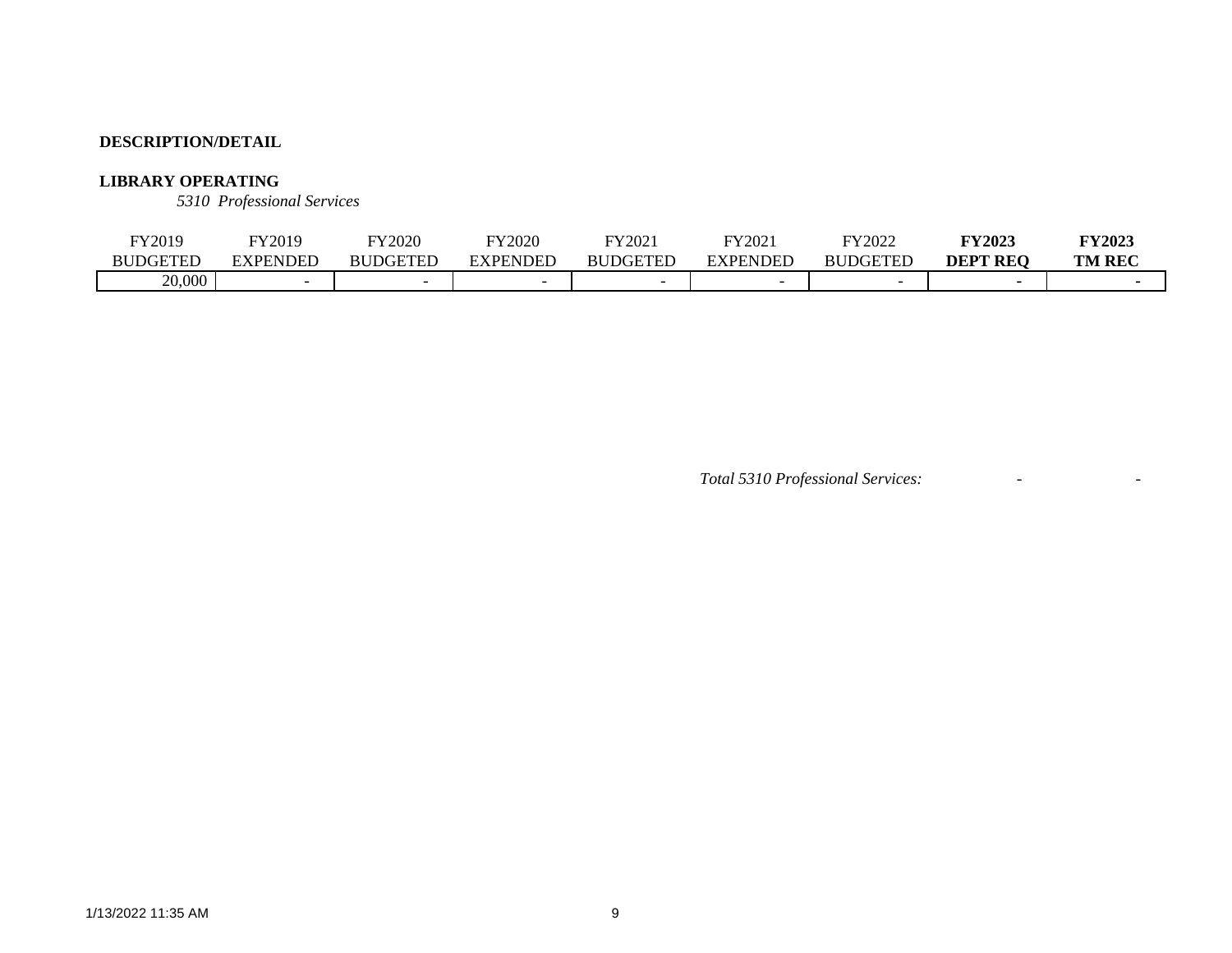**DESCRIPTION/DETAIL**

**LIBRARY OPERATING**

*5310 Professional Services*

| FY2019 BUDGETED | FY2019 EXPENDED | FY2020 BUDGETED | FY2020 EXPENDED | FY2021 BUDGETED | FY2021 EXPENDED | FY2022 BUDGETED | **FY2023 DEPT REQ** | **FY2023 TM REC** |
|---|---|---|---|---|---|---|---|---|
| 20,000 | - | - | - | - | - | - | - | - |

*Total 5310 Professional Services:* - -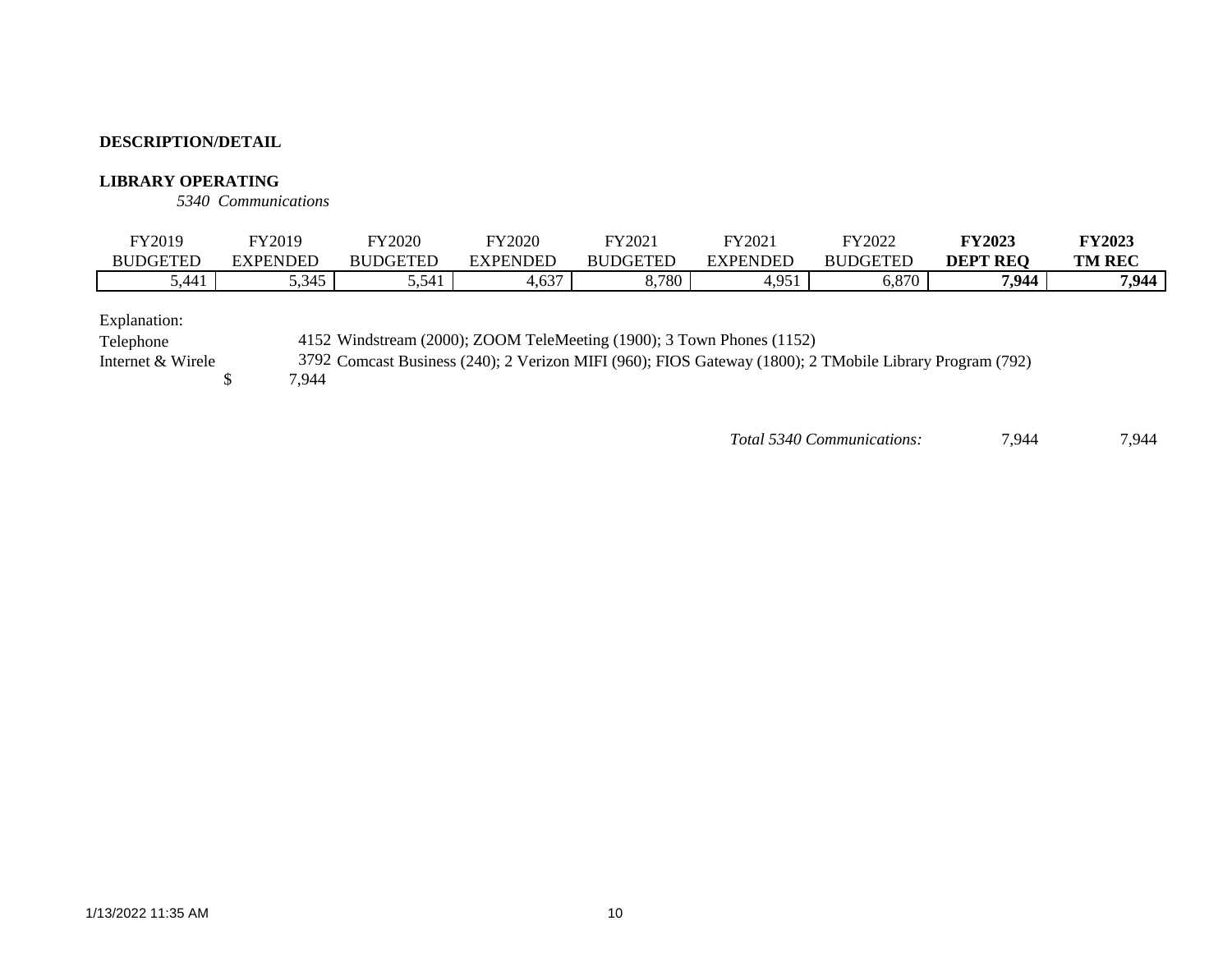**DESCRIPTION/DETAIL**

**LIBRARY OPERATING**

*5340 Communications*

| FY2019 BUDGETED | FY2019 EXPENDED | FY2020 BUDGETED | FY2020 EXPENDED | FY2021 BUDGETED | FY2021 EXPENDED | FY2022 BUDGETED | **FY2023 DEPT REQ** | **FY2023 TM REC** |
|---|---|---|---|---|---|---|---|---|
| 5,441 | 5,345 | 5,541 | 4,637 | 8,780 | 4,951 | 6,870 | **7,944** | **7,944** |

Explanation:

| | | |
|---|---|---|
| Telephone | 4152 | Windstream (2000); ZOOM TeleMeeting (1900); 3 Town Phones (1152) |
| Internet & Wirele | 3792 | Comcast Business (240); 2 Verizon MIFI (960); FIOS Gateway (1800); 2 TMobile Library Program (792) |
| | $ 7,944 | |

*Total 5340 Communications:* 7,944 7,944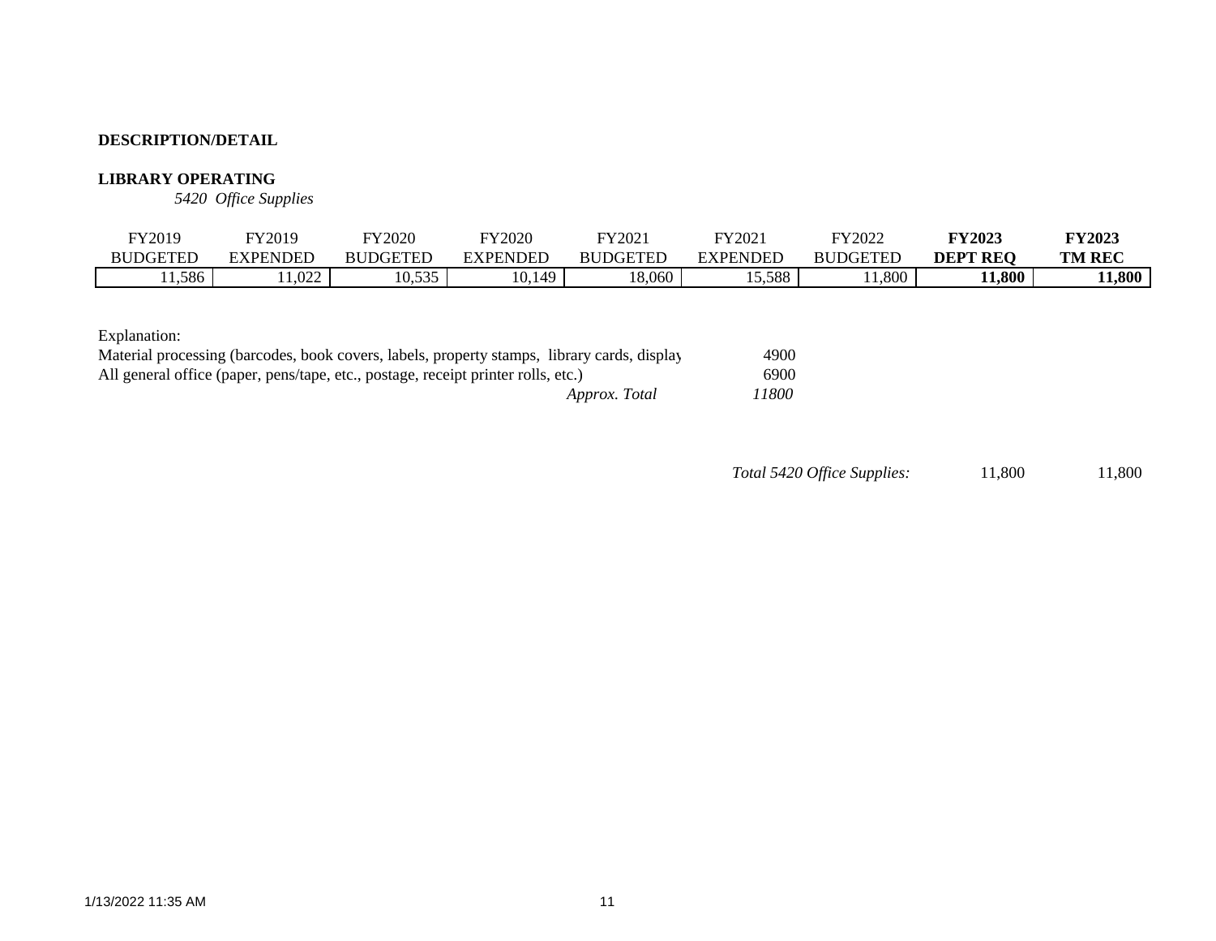**DESCRIPTION/DETAIL**

**LIBRARY OPERATING**

*5420 Office Supplies*

| FY2019 BUDGETED | FY2019 EXPENDED | FY2020 BUDGETED | FY2020 EXPENDED | FY2021 BUDGETED | FY2021 EXPENDED | FY2022 BUDGETED | **FY2023 DEPT REQ** | **FY2023 TM REC** |
|---|---|---|---|---|---|---|---|---|
| 11,586 | 11,022 | 10,535 | 10,149 | 18,060 | 15,588 | 11,800 | **11,800** | **11,800** |

Explanation:

| | |
|---|---|
| Material processing (barcodes, book covers, labels, property stamps, library cards, display | 4900 |
| All general office (paper, pens/tape, etc., postage, receipt printer rolls, etc.) | 6900 |
| *Approx. Total* | *11800* |

*Total 5420 Office Supplies:* 11,800 11,800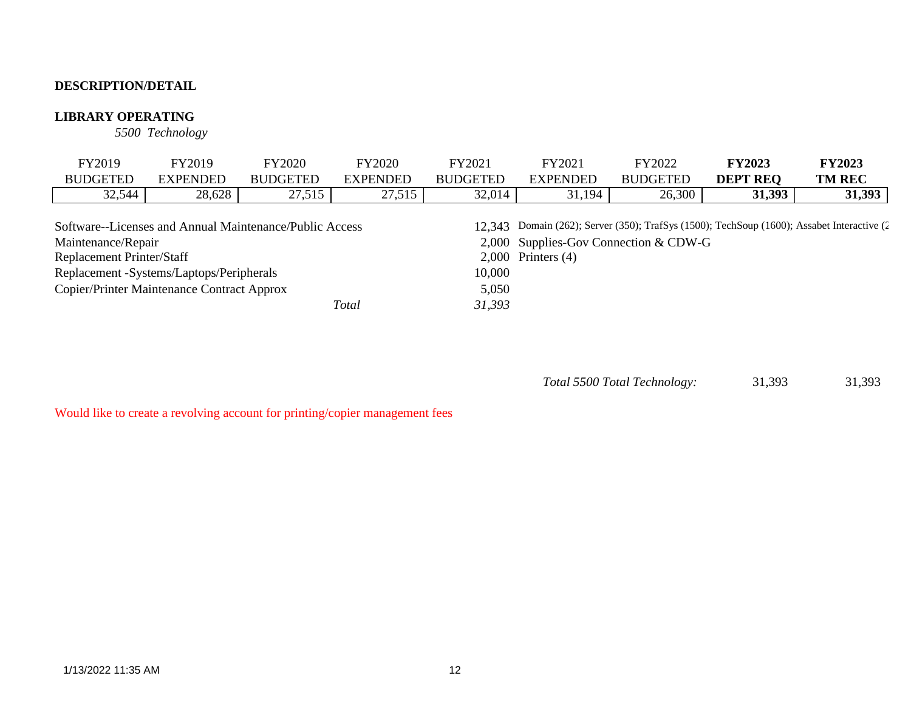**DESCRIPTION/DETAIL**

**LIBRARY OPERATING**

*5500 Technology*

| FY2019 BUDGETED | FY2019 EXPENDED | FY2020 BUDGETED | FY2020 EXPENDED | FY2021 BUDGETED | FY2021 EXPENDED | FY2022 BUDGETED | **FY2023 DEPT REQ** | **FY2023 TM REC** |
|---|---|---|---|---|---|---|---|---|
| 32,544 | 28,628 | 27,515 | 27,515 | 32,014 | 31,194 | 26,300 | **31,393** | **31,393** |

| Item | Amount | Detail |
|---|---|---|
| Software--Licenses and Annual Maintenance/Public Access | 12,343 | Domain (262); Server (350); TrafSys (1500); TechSoup (1600); Assabet Interactive (2 |
| Maintenance/Repair | 2,000 | Supplies-Gov Connection & CDW-G |
| Replacement Printer/Staff | 2,000 | Printers (4) |
| Replacement -Systems/Laptops/Peripherals | 10,000 | |
| Copier/Printer Maintenance Contract Approx | 5,050 | |
| *Total* | *31,393* | |

*Total 5500 Total Technology:* 31,393 31,393

Would like to create a revolving account for printing/copier management fees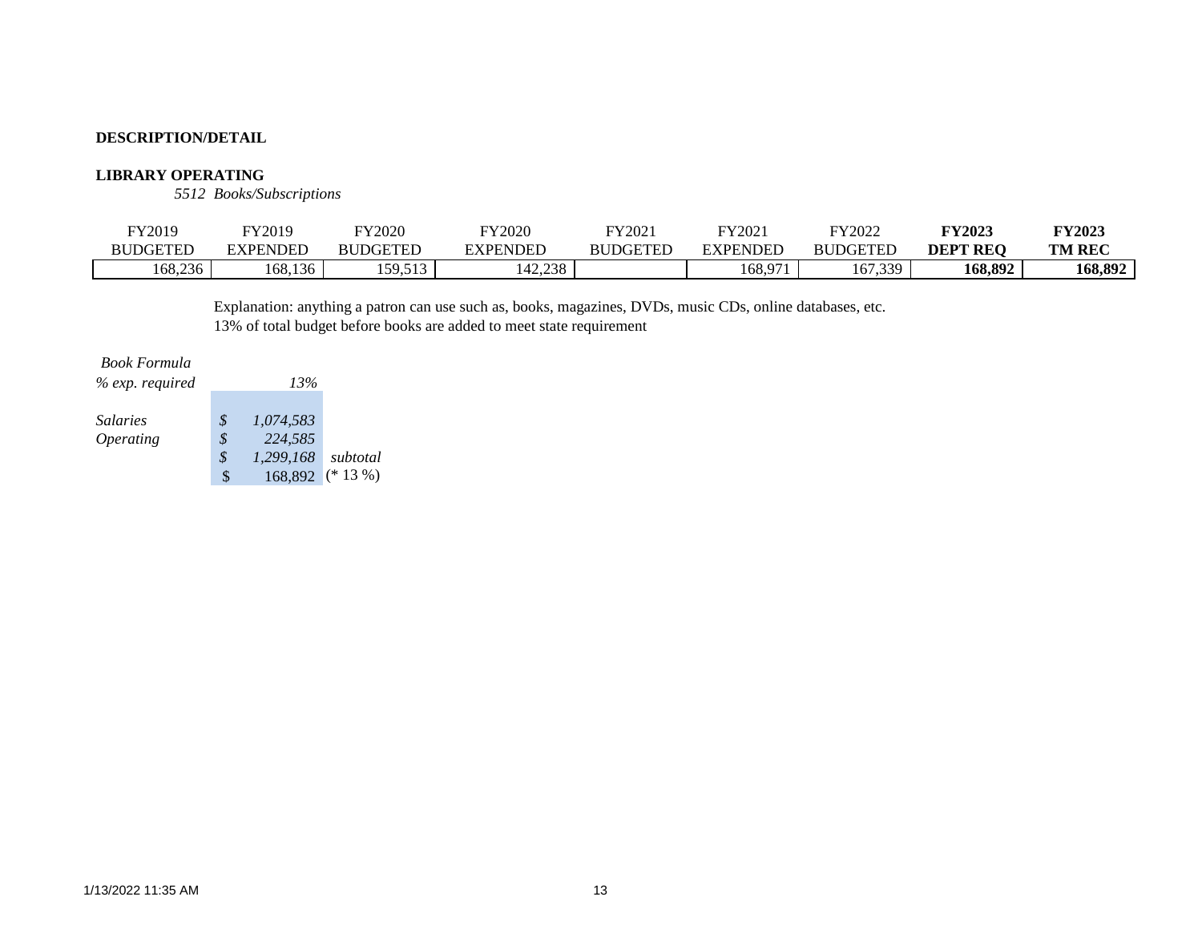**DESCRIPTION/DETAIL**

**LIBRARY OPERATING**

*5512 Books/Subscriptions*

| FY2019 BUDGETED | FY2019 EXPENDED | FY2020 BUDGETED | FY2020 EXPENDED | FY2021 BUDGETED | FY2021 EXPENDED | FY2022 BUDGETED | **FY2023 DEPT REQ** | **FY2023 TM REC** |
|---|---|---|---|---|---|---|---|---|
| 168,236 | 168,136 | 159,513 | 142,238 | | 168,971 | 167,339 | **168,892** | **168,892** |

Explanation: anything a patron can use such as, books, magazines, DVDs, music CDs, online databases, etc.
13% of total budget before books are added to meet state requirement

| *Book Formula* | | | |
|---|---|---|---|
| *% exp. required* | | *13%* | |
| *Salaries* | *$* | *1,074,583* | |
| *Operating* | *$* | *224,585* | |
| | *$* | *1,299,168* | *subtotal* |
| | $ | 168,892 | (* 13 %) |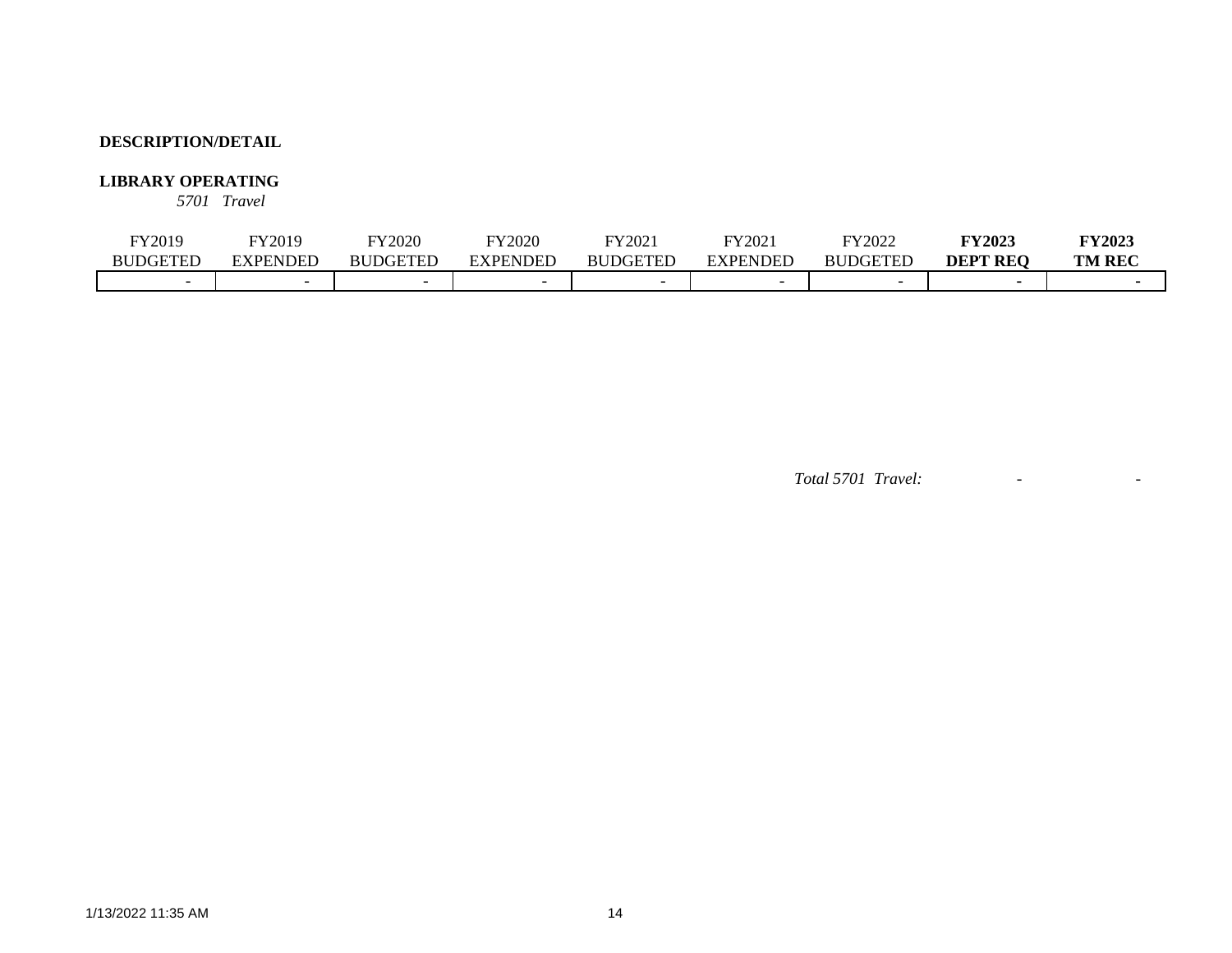**DESCRIPTION/DETAIL**

**LIBRARY OPERATING**

*5701 Travel*

| FY2019 BUDGETED | FY2019 EXPENDED | FY2020 BUDGETED | FY2020 EXPENDED | FY2021 BUDGETED | FY2021 EXPENDED | FY2022 BUDGETED | **FY2023 DEPT REQ** | **FY2023 TM REC** |
|---|---|---|---|---|---|---|---|---|
| - | - | - | - | - | - | - | - | - |

| | FY2023 DEPT REQ | FY2023 TM REC |
|---|---|---|
| *Total 5701 Travel:* | - | - |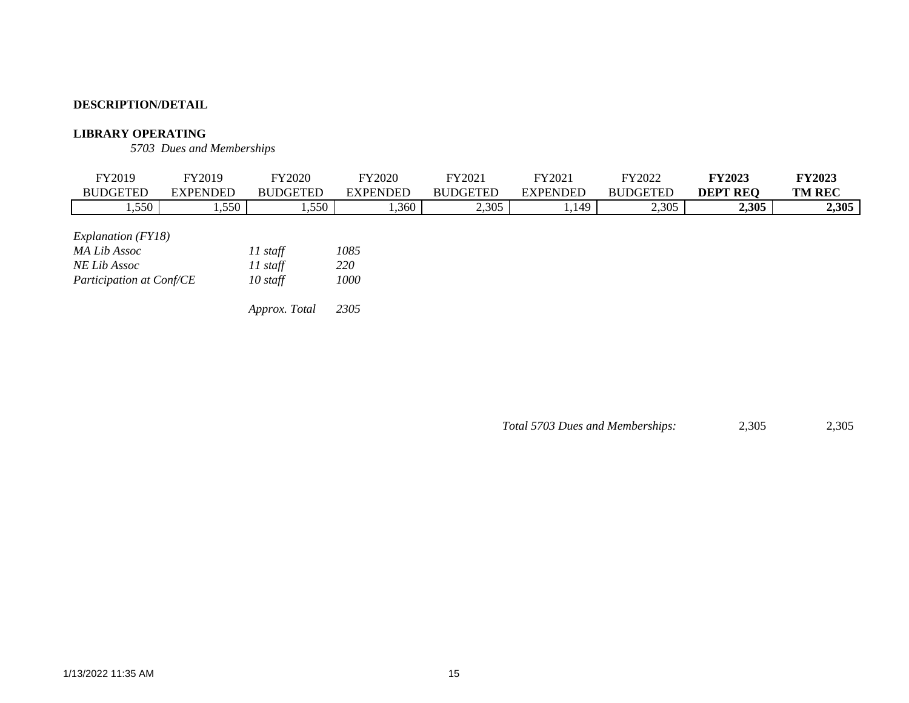**DESCRIPTION/DETAIL**

**LIBRARY OPERATING**

*5703 Dues and Memberships*

| FY2019 BUDGETED | FY2019 EXPENDED | FY2020 BUDGETED | FY2020 EXPENDED | FY2021 BUDGETED | FY2021 EXPENDED | FY2022 BUDGETED | **FY2023 DEPT REQ** | **FY2023 TM REC** |
|---|---|---|---|---|---|---|---|---|
| 1,550 | 1,550 | 1,550 | 1,360 | 2,305 | 1,149 | 2,305 | **2,305** | **2,305** |

*Explanation (FY18)*

| | | |
|---|---|---|
| *MA Lib Assoc* | *11 staff* | *1085* |
| *NE Lib Assoc* | *11 staff* | *220* |
| *Participation at Conf/CE* | *10 staff* | *1000* |
| | *Approx. Total* | *2305* |

*Total 5703 Dues and Memberships:* 2,305 2,305

1/13/2022 11:35 AM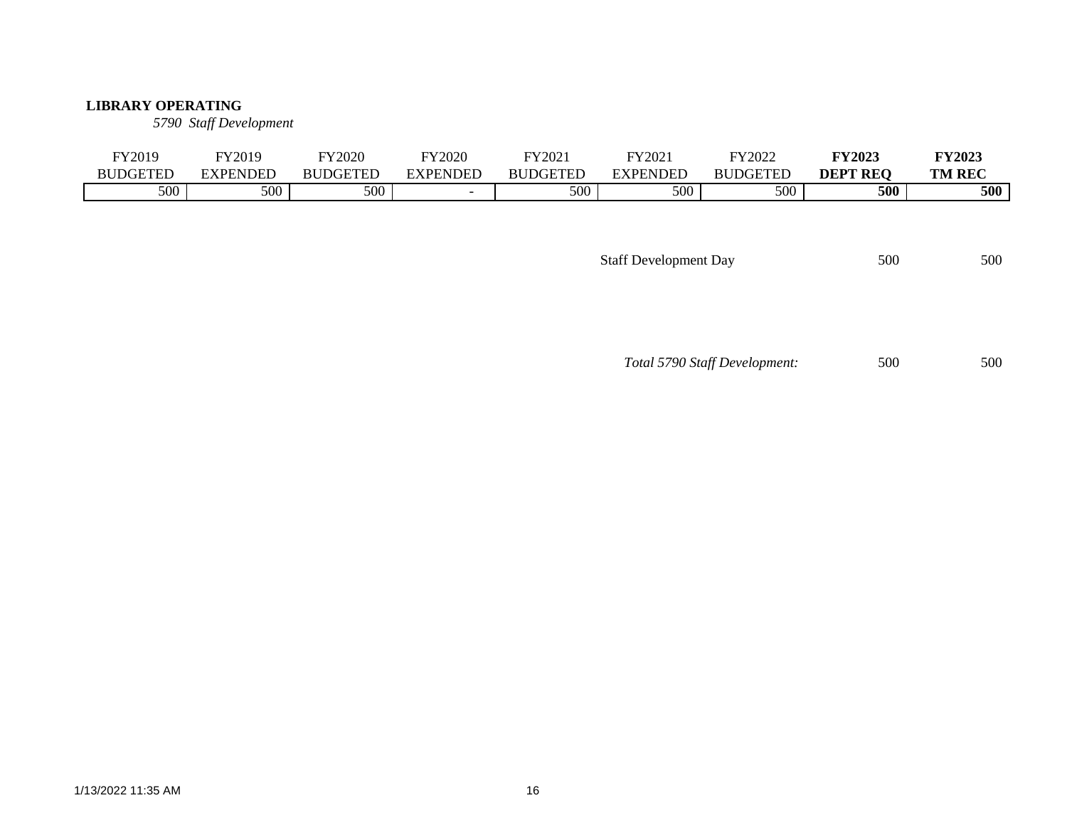**LIBRARY OPERATING**

*5790 Staff Development*

| FY2019 BUDGETED | FY2019 EXPENDED | FY2020 BUDGETED | FY2020 EXPENDED | FY2021 BUDGETED | FY2021 EXPENDED | FY2022 BUDGETED | **FY2023 DEPT REQ** | **FY2023 TM REC** |
|---|---|---|---|---|---|---|---|---|
| 500 | 500 | 500 | - | 500 | 500 | 500 | **500** | **500** |

| | FY2023 DEPT REQ | FY2023 TM REC |
|---|---|---|
| Staff Development Day | 500 | 500 |
| *Total 5790 Staff Development:* | 500 | 500 |

1/13/2022 11:35 AM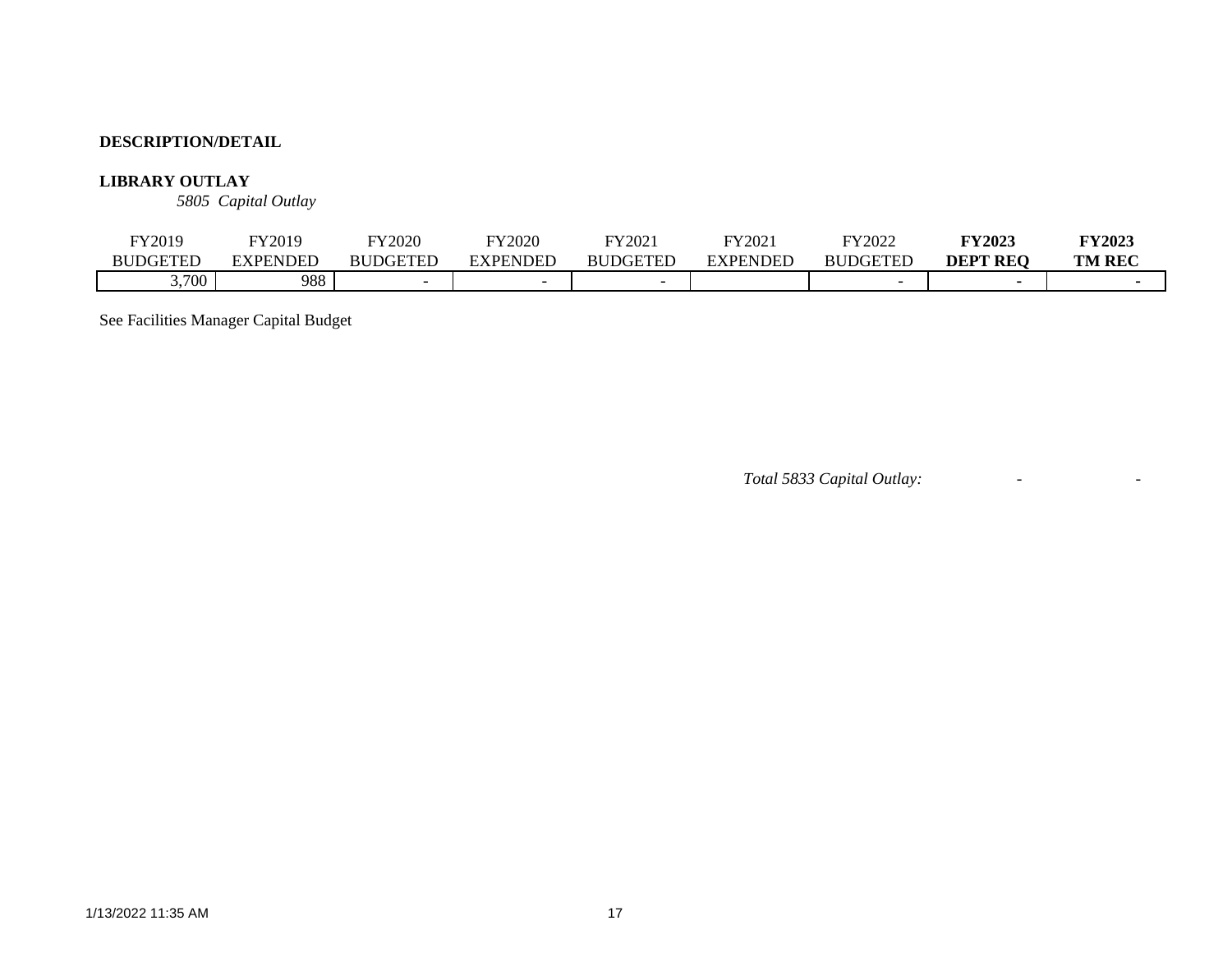**DESCRIPTION/DETAIL**

**LIBRARY OUTLAY**

*5805 Capital Outlay*

| FY2019 BUDGETED | FY2019 EXPENDED | FY2020 BUDGETED | FY2020 EXPENDED | FY2021 BUDGETED | FY2021 EXPENDED | FY2022 BUDGETED | **FY2023 DEPT REQ** | **FY2023 TM REC** |
|---|---|---|---|---|---|---|---|---|
| 3,700 | 988 | - | - | - | | - | - | - |

See Facilities Manager Capital Budget

*Total 5833 Capital Outlay:* - -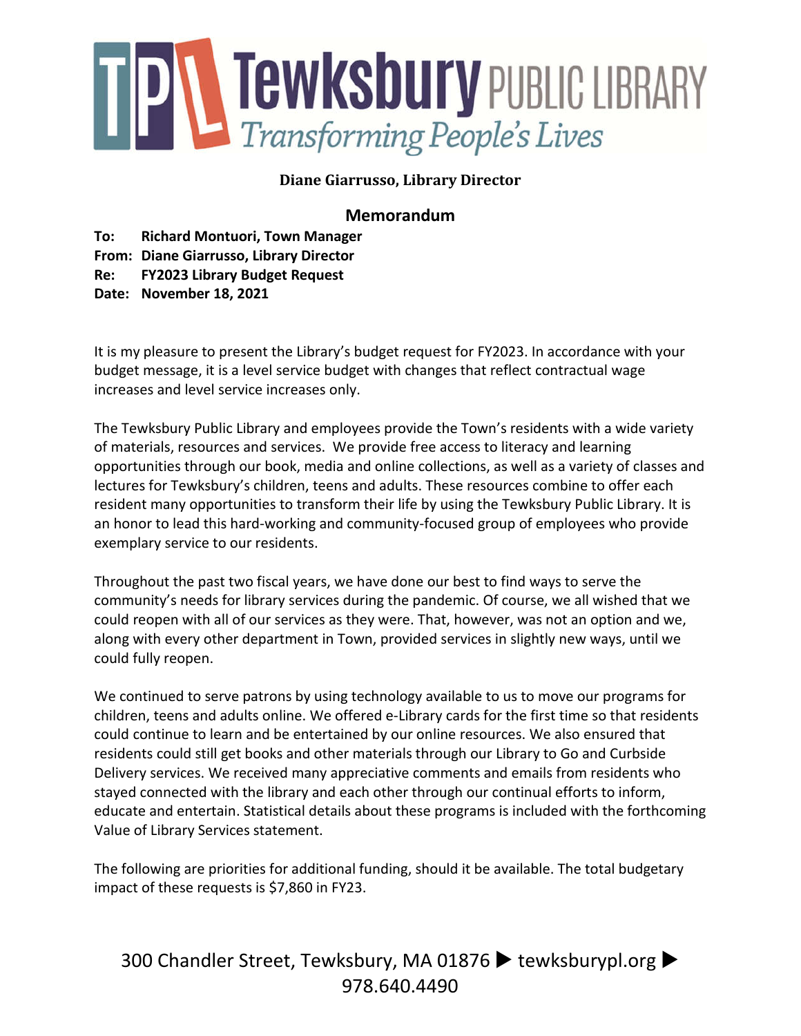# Tewksbury PUBLIC LIBRARY

*Transforming People's Lives*

**Diane Giarrusso, Library Director**

## Memorandum

**To: Richard Montuori, Town Manager**
**From: Diane Giarrusso, Library Director**
**Re: FY2023 Library Budget Request**
**Date: November 18, 2021**

It is my pleasure to present the Library's budget request for FY2023. In accordance with your budget message, it is a level service budget with changes that reflect contractual wage increases and level service increases only.

The Tewksbury Public Library and employees provide the Town's residents with a wide variety of materials, resources and services. We provide free access to literacy and learning opportunities through our book, media and online collections, as well as a variety of classes and lectures for Tewksbury's children, teens and adults. These resources combine to offer each resident many opportunities to transform their life by using the Tewksbury Public Library. It is an honor to lead this hard-working and community-focused group of employees who provide exemplary service to our residents.

Throughout the past two fiscal years, we have done our best to find ways to serve the community's needs for library services during the pandemic. Of course, we all wished that we could reopen with all of our services as they were. That, however, was not an option and we, along with every other department in Town, provided services in slightly new ways, until we could fully reopen.

We continued to serve patrons by using technology available to us to move our programs for children, teens and adults online. We offered e-Library cards for the first time so that residents could continue to learn and be entertained by our online resources. We also ensured that residents could still get books and other materials through our Library to Go and Curbside Delivery services. We received many appreciative comments and emails from residents who stayed connected with the library and each other through our continual efforts to inform, educate and entertain. Statistical details about these programs is included with the forthcoming Value of Library Services statement.

The following are priorities for additional funding, should it be available. The total budgetary impact of these requests is $7,860 in FY23.

300 Chandler Street, Tewksbury, MA 01876 ▶ tewksburypl.org ▶ 978.640.4490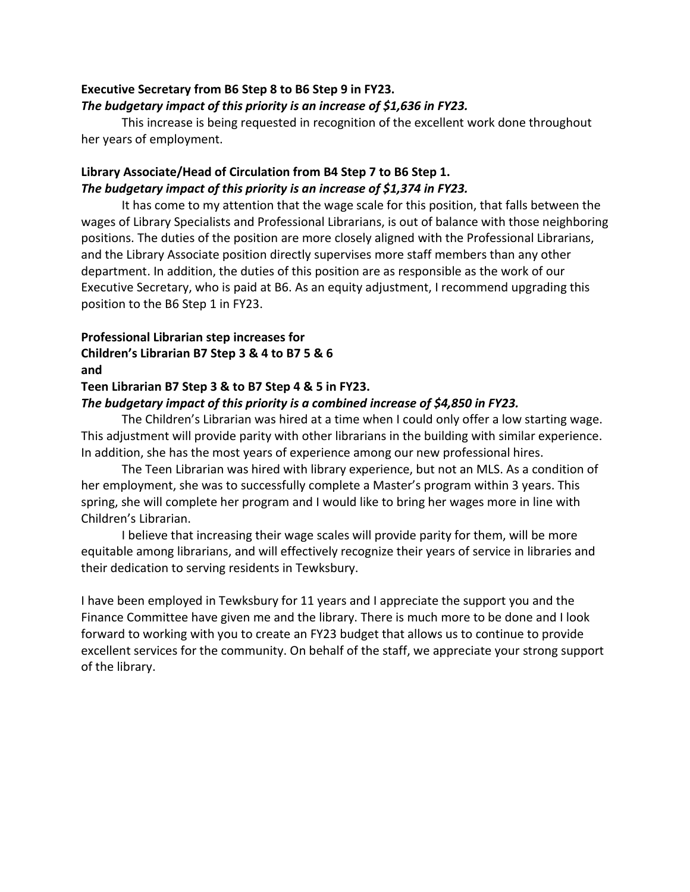**Executive Secretary from B6 Step 8 to B6 Step 9 in FY23.**
***The budgetary impact of this priority is an increase of $1,636 in FY23.***

This increase is being requested in recognition of the excellent work done throughout her years of employment.

**Library Associate/Head of Circulation from B4 Step 7 to B6 Step 1.**
***The budgetary impact of this priority is an increase of $1,374 in FY23.***

It has come to my attention that the wage scale for this position, that falls between the wages of Library Specialists and Professional Librarians, is out of balance with those neighboring positions. The duties of the position are more closely aligned with the Professional Librarians, and the Library Associate position directly supervises more staff members than any other department. In addition, the duties of this position are as responsible as the work of our Executive Secretary, who is paid at B6. As an equity adjustment, I recommend upgrading this position to the B6 Step 1 in FY23.

**Professional Librarian step increases for**
**Children's Librarian B7 Step 3 & 4 to B7 5 & 6**
**and**
**Teen Librarian B7 Step 3 & to B7 Step 4 & 5 in FY23.**
***The budgetary impact of this priority is a combined increase of $4,850 in FY23.***

The Children's Librarian was hired at a time when I could only offer a low starting wage. This adjustment will provide parity with other librarians in the building with similar experience. In addition, she has the most years of experience among our new professional hires.

The Teen Librarian was hired with library experience, but not an MLS. As a condition of her employment, she was to successfully complete a Master's program within 3 years. This spring, she will complete her program and I would like to bring her wages more in line with Children's Librarian.

I believe that increasing their wage scales will provide parity for them, will be more equitable among librarians, and will effectively recognize their years of service in libraries and their dedication to serving residents in Tewksbury.

I have been employed in Tewksbury for 11 years and I appreciate the support you and the Finance Committee have given me and the library. There is much more to be done and I look forward to working with you to create an FY23 budget that allows us to continue to provide excellent services for the community. On behalf of the staff, we appreciate your strong support of the library.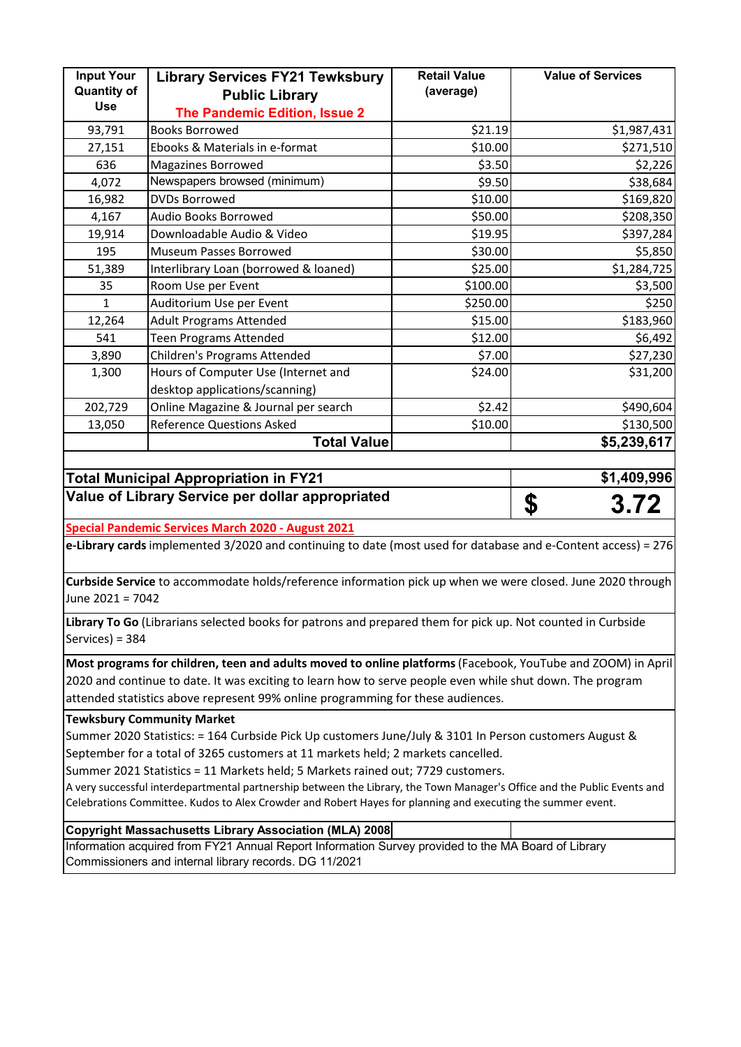| Input Your Quantity of Use | Library Services FY21 Tewksbury Public Library **The Pandemic Edition, Issue 2** | Retail Value (average) | Value of Services |
|---|---|---|---|
| 93,791 | Books Borrowed | $21.19 | $1,987,431 |
| 27,151 | Ebooks & Materials in e-format | $10.00 | $271,510 |
| 636 | Magazines Borrowed | $3.50 | $2,226 |
| 4,072 | Newspapers browsed (minimum) | $9.50 | $38,684 |
| 16,982 | DVDs Borrowed | $10.00 | $169,820 |
| 4,167 | Audio Books Borrowed | $50.00 | $208,350 |
| 19,914 | Downloadable Audio & Video | $19.95 | $397,284 |
| 195 | Museum Passes Borrowed | $30.00 | $5,850 |
| 51,389 | Interlibrary Loan (borrowed & loaned) | $25.00 | $1,284,725 |
| 35 | Room Use per Event | $100.00 | $3,500 |
| 1 | Auditorium Use per Event | $250.00 | $250 |
| 12,264 | Adult Programs Attended | $15.00 | $183,960 |
| 541 | Teen Programs Attended | $12.00 | $6,492 |
| 3,890 | Children's Programs Attended | $7.00 | $27,230 |
| 1,300 | Hours of Computer Use (Internet and desktop applications/scanning) | $24.00 | $31,200 |
| 202,729 | Online Magazine & Journal per search | $2.42 | $490,604 |
| 13,050 | Reference Questions Asked | $10.00 | $130,500 |
| | **Total Value** | | **$5,239,617** |

| | |
|---|---|
| **Total Municipal Appropriation in FY21** | **$1,409,996** |
| **Value of Library Service per dollar appropriated** | **$ 3.72** |

**Special Pandemic Services March 2020 - August 2021**

**e-Library cards** implemented 3/2020 and continuing to date (most used for database and e-Content access) = 276

**Curbside Service** to accommodate holds/reference information pick up when we were closed. June 2020 through June 2021 = 7042

**Library To Go** (Librarians selected books for patrons and prepared them for pick up. Not counted in Curbside Services) = 384

**Most programs for children, teen and adults moved to online platforms** (Facebook, YouTube and ZOOM) in April 2020 and continue to date. It was exciting to learn how to serve people even while shut down. The program attended statistics above represent 99% online programming for these audiences.

**Tewksbury Community Market**

Summer 2020 Statistics: = 164 Curbside Pick Up customers June/July & 3101 In Person customers August & September for a total of 3265 customers at 11 markets held; 2 markets cancelled.

Summer 2021 Statistics = 11 Markets held; 5 Markets rained out; 7729 customers.

A very successful interdepartmental partnership between the Library, the Town Manager's Office and the Public Events and Celebrations Committee. Kudos to Alex Crowder and Robert Hayes for planning and executing the summer event.

**Copyright Massachusetts Library Association (MLA) 2008**

Information acquired from FY21 Annual Report Information Survey provided to the MA Board of Library Commissioners and internal library records. DG 11/2021